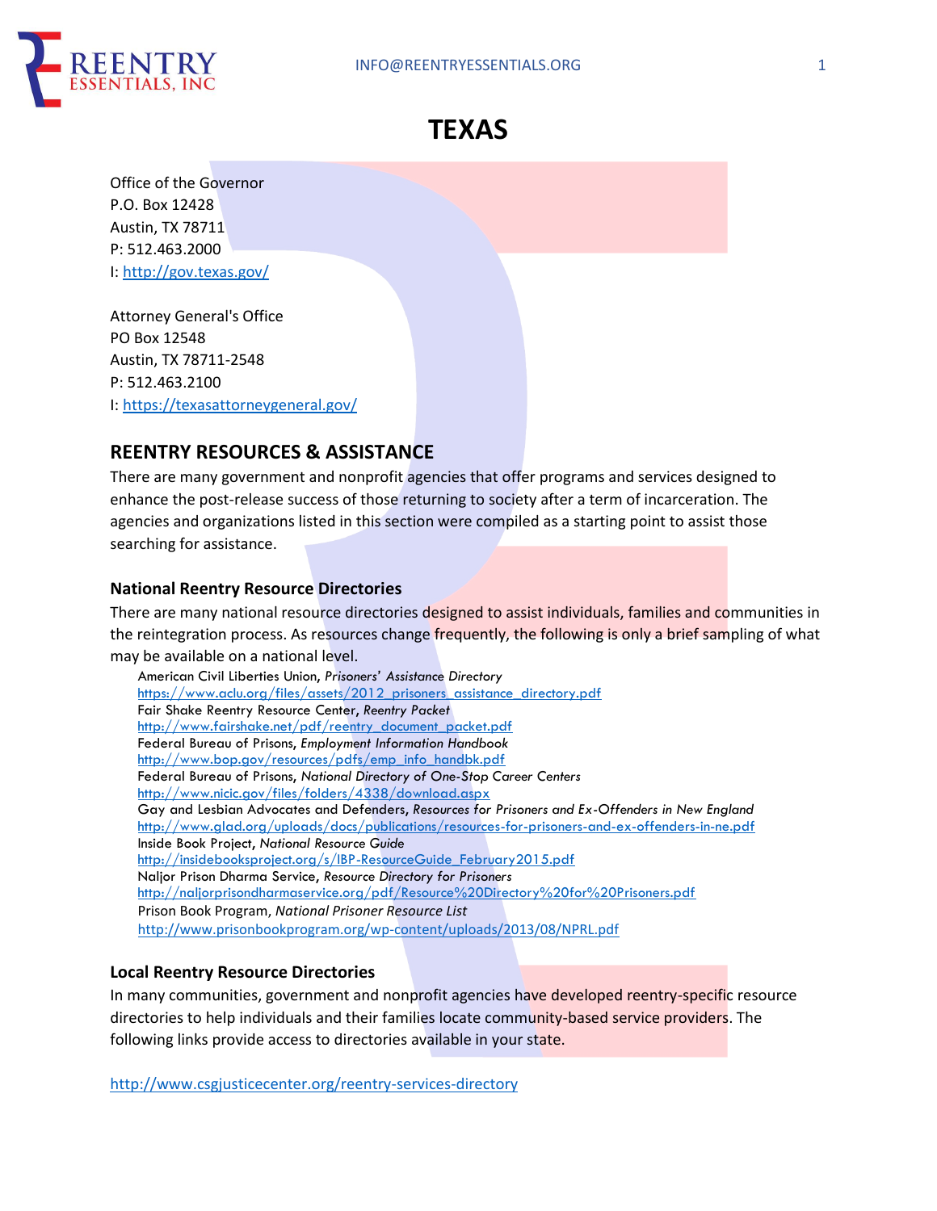# TEXAS

Office of the Governor
P.O. Box 12428
Austin, TX 78711
P: 512.463.2000
I: http://gov.texas.gov/

Attorney General's Office
PO Box 12548
Austin, TX 78711-2548
P: 512.463.2100
I: https://texasattorneygeneral.gov/

## REENTRY RESOURCES & ASSISTANCE

There are many government and nonprofit agencies that offer programs and services designed to enhance the post-release success of those returning to society after a term of incarceration. The agencies and organizations listed in this section were compiled as a starting point to assist those searching for assistance.

### National Reentry Resource Directories

There are many national resource directories designed to assist individuals, families and communities in the reintegration process. As resources change frequently, the following is only a brief sampling of what may be available on a national level.

American Civil Liberties Union, *Prisoners' Assistance Directory*
https://www.aclu.org/files/assets/2012_prisoners_assistance_directory.pdf
Fair Shake Reentry Resource Center, *Reentry Packet*
http://www.fairshake.net/pdf/reentry_document_packet.pdf
Federal Bureau of Prisons, *Employment Information Handbook*
http://www.bop.gov/resources/pdfs/emp_info_handbk.pdf
Federal Bureau of Prisons, *National Directory of One-Stop Career Centers*
http://www.nicic.gov/files/folders/4338/download.aspx
Gay and Lesbian Advocates and Defenders, *Resources for Prisoners and Ex-Offenders in New England*
http://www.glad.org/uploads/docs/publications/resources-for-prisoners-and-ex-offenders-in-ne.pdf
Inside Book Project, *National Resource Guide*
http://insidebooksproject.org/s/IBP-ResourceGuide_February2015.pdf
Naljor Prison Dharma Service, *Resource Directory for Prisoners*
http://naljorprisondharmaservice.org/pdf/Resource%20Directory%20for%20Prisoners.pdf
Prison Book Program, *National Prisoner Resource List*
http://www.prisonbookprogram.org/wp-content/uploads/2013/08/NPRL.pdf

### Local Reentry Resource Directories

In many communities, government and nonprofit agencies have developed reentry-specific resource directories to help individuals and their families locate community-based service providers. The following links provide access to directories available in your state.

http://www.csgjusticecenter.org/reentry-services-directory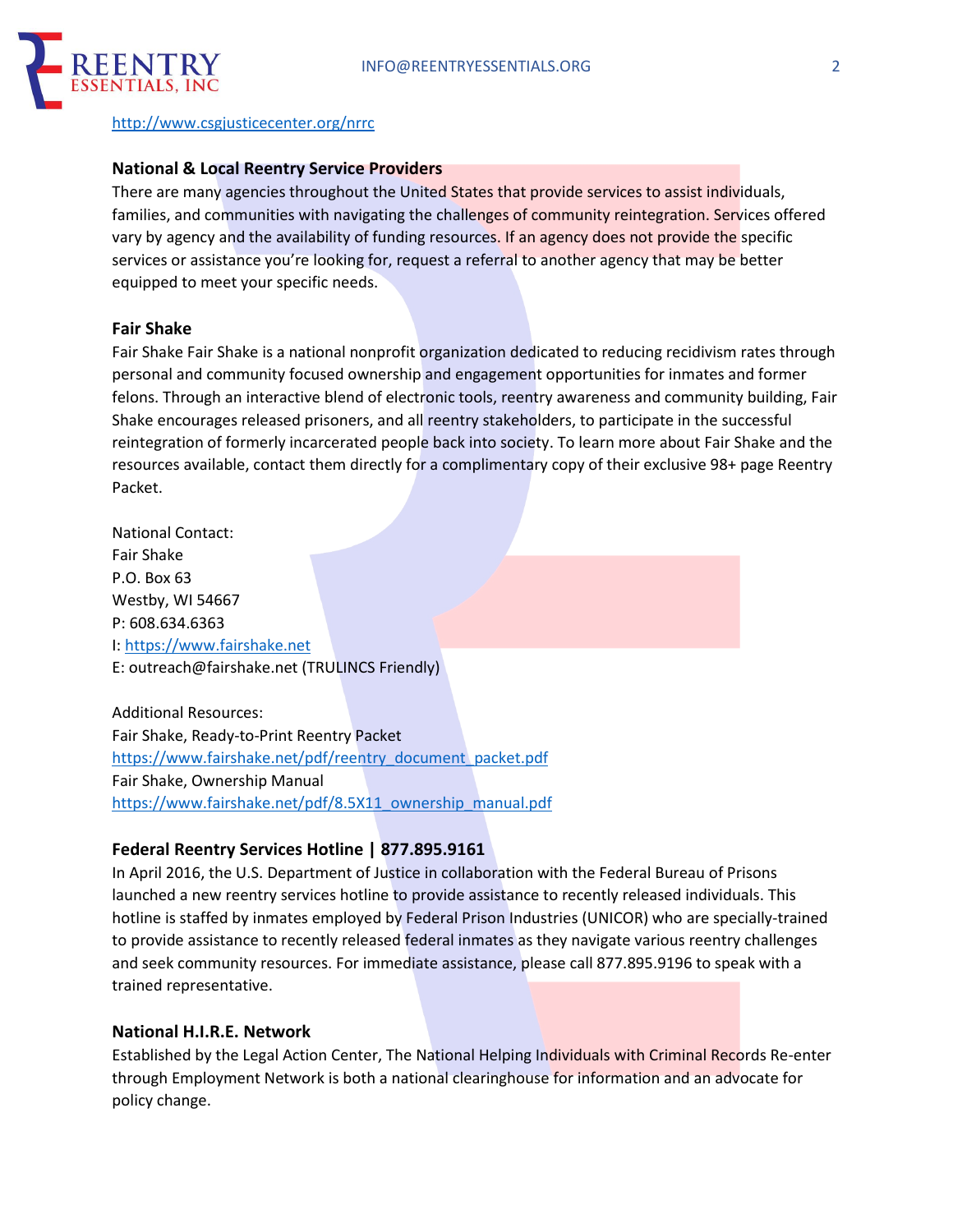http://www.csgjusticecenter.org/nrrc

## National & Local Reentry Service Providers

There are many agencies throughout the United States that provide services to assist individuals, families, and communities with navigating the challenges of community reintegration. Services offered vary by agency and the availability of funding resources. If an agency does not provide the specific services or assistance you're looking for, request a referral to another agency that may be better equipped to meet your specific needs.

### Fair Shake

Fair Shake Fair Shake is a national nonprofit organization dedicated to reducing recidivism rates through personal and community focused ownership and engagement opportunities for inmates and former felons. Through an interactive blend of electronic tools, reentry awareness and community building, Fair Shake encourages released prisoners, and all reentry stakeholders, to participate in the successful reintegration of formerly incarcerated people back into society. To learn more about Fair Shake and the resources available, contact them directly for a complimentary copy of their exclusive 98+ page Reentry Packet.

National Contact:
Fair Shake
P.O. Box 63
Westby, WI 54667
P: 608.634.6363
I: https://www.fairshake.net
E: outreach@fairshake.net (TRULINCS Friendly)

Additional Resources:
Fair Shake, Ready-to-Print Reentry Packet
https://www.fairshake.net/pdf/reentry_document_packet.pdf
Fair Shake, Ownership Manual
https://www.fairshake.net/pdf/8.5X11_ownership_manual.pdf

### Federal Reentry Services Hotline | 877.895.9161

In April 2016, the U.S. Department of Justice in collaboration with the Federal Bureau of Prisons launched a new reentry services hotline to provide assistance to recently released individuals. This hotline is staffed by inmates employed by Federal Prison Industries (UNICOR) who are specially-trained to provide assistance to recently released federal inmates as they navigate various reentry challenges and seek community resources. For immediate assistance, please call 877.895.9196 to speak with a trained representative.

### National H.I.R.E. Network

Established by the Legal Action Center, The National Helping Individuals with Criminal Records Re-enter through Employment Network is both a national clearinghouse for information and an advocate for policy change.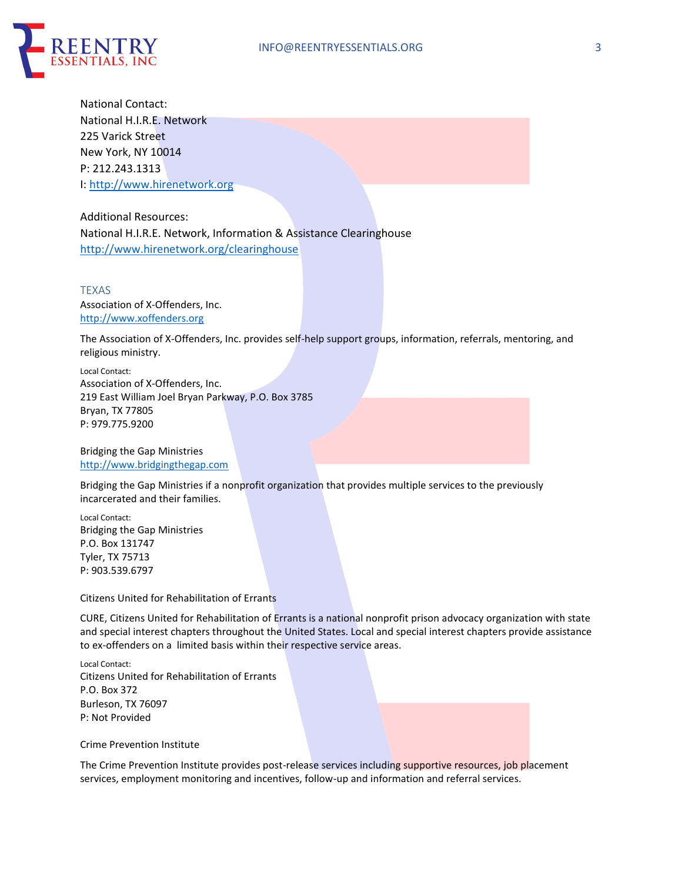National Contact:
National H.I.R.E. Network
225 Varick Street
New York, NY 10014
P: 212.243.1313
I: http://www.hirenetwork.org

Additional Resources:
National H.I.R.E. Network, Information & Assistance Clearinghouse
http://www.hirenetwork.org/clearinghouse

## TEXAS

Association of X-Offenders, Inc.
http://www.xoffenders.org

The Association of X-Offenders, Inc. provides self-help support groups, information, referrals, mentoring, and religious ministry.

Local Contact:
Association of X-Offenders, Inc.
219 East William Joel Bryan Parkway, P.O. Box 3785
Bryan, TX 77805
P: 979.775.9200

Bridging the Gap Ministries
http://www.bridgingthegap.com

Bridging the Gap Ministries if a nonprofit organization that provides multiple services to the previously incarcerated and their families.

Local Contact:
Bridging the Gap Ministries
P.O. Box 131747
Tyler, TX 75713
P: 903.539.6797

Citizens United for Rehabilitation of Errants

CURE, Citizens United for Rehabilitation of Errants is a national nonprofit prison advocacy organization with state and special interest chapters throughout the United States. Local and special interest chapters provide assistance to ex-offenders on a limited basis within their respective service areas.

Local Contact:
Citizens United for Rehabilitation of Errants
P.O. Box 372
Burleson, TX 76097
P: Not Provided

Crime Prevention Institute

The Crime Prevention Institute provides post-release services including supportive resources, job placement services, employment monitoring and incentives, follow-up and information and referral services.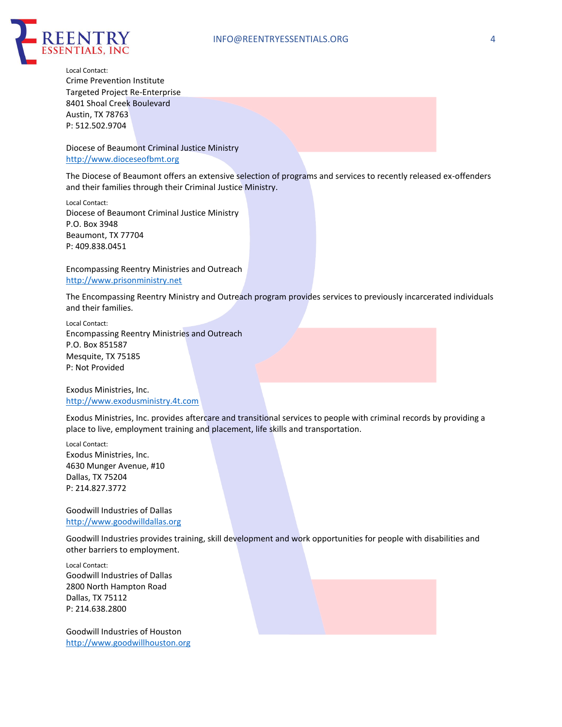Local Contact:
Crime Prevention Institute
Targeted Project Re-Enterprise
8401 Shoal Creek Boulevard
Austin, TX 78763
P: 512.502.9704

Diocese of Beaumont Criminal Justice Ministry
http://www.dioceseofbmt.org

The Diocese of Beaumont offers an extensive selection of programs and services to recently released ex-offenders and their families through their Criminal Justice Ministry.

Local Contact:
Diocese of Beaumont Criminal Justice Ministry
P.O. Box 3948
Beaumont, TX 77704
P: 409.838.0451

Encompassing Reentry Ministries and Outreach
http://www.prisonministry.net

The Encompassing Reentry Ministry and Outreach program provides services to previously incarcerated individuals and their families.

Local Contact:
Encompassing Reentry Ministries and Outreach
P.O. Box 851587
Mesquite, TX 75185
P: Not Provided

Exodus Ministries, Inc.
http://www.exodusministry.4t.com

Exodus Ministries, Inc. provides aftercare and transitional services to people with criminal records by providing a place to live, employment training and placement, life skills and transportation.

Local Contact:
Exodus Ministries, Inc.
4630 Munger Avenue, #10
Dallas, TX 75204
P: 214.827.3772

Goodwill Industries of Dallas
http://www.goodwilldallas.org

Goodwill Industries provides training, skill development and work opportunities for people with disabilities and other barriers to employment.

Local Contact:
Goodwill Industries of Dallas
2800 North Hampton Road
Dallas, TX 75112
P: 214.638.2800

Goodwill Industries of Houston
http://www.goodwillhouston.org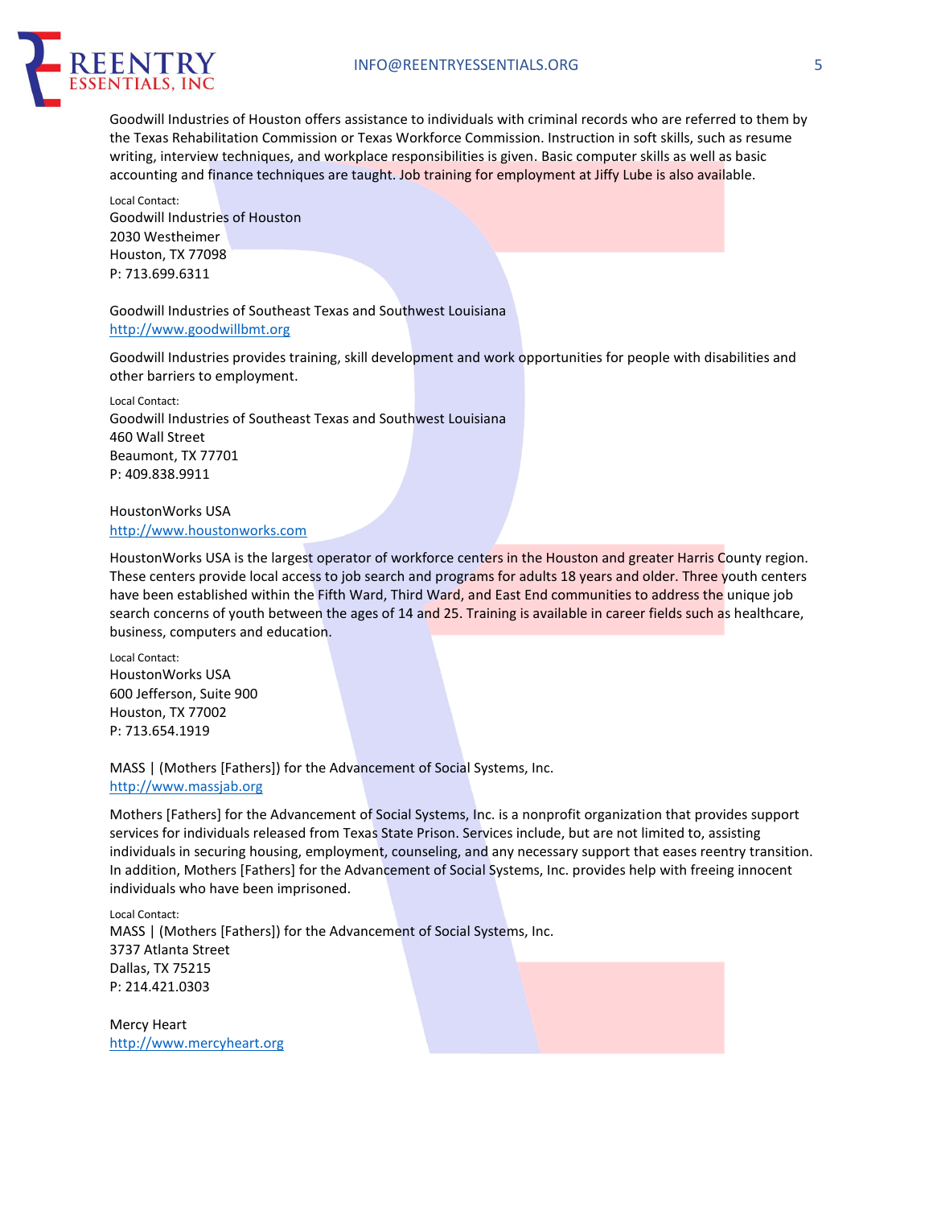Goodwill Industries of Houston offers assistance to individuals with criminal records who are referred to them by the Texas Rehabilitation Commission or Texas Workforce Commission. Instruction in soft skills, such as resume writing, interview techniques, and workplace responsibilities is given. Basic computer skills as well as basic accounting and finance techniques are taught. Job training for employment at Jiffy Lube is also available.

Local Contact:
Goodwill Industries of Houston
2030 Westheimer
Houston, TX 77098
P: 713.699.6311

Goodwill Industries of Southeast Texas and Southwest Louisiana
http://www.goodwillbmt.org

Goodwill Industries provides training, skill development and work opportunities for people with disabilities and other barriers to employment.

Local Contact:
Goodwill Industries of Southeast Texas and Southwest Louisiana
460 Wall Street
Beaumont, TX 77701
P: 409.838.9911

HoustonWorks USA
http://www.houstonworks.com

HoustonWorks USA is the largest operator of workforce centers in the Houston and greater Harris County region. These centers provide local access to job search and programs for adults 18 years and older. Three youth centers have been established within the Fifth Ward, Third Ward, and East End communities to address the unique job search concerns of youth between the ages of 14 and 25. Training is available in career fields such as healthcare, business, computers and education.

Local Contact:
HoustonWorks USA
600 Jefferson, Suite 900
Houston, TX 77002
P: 713.654.1919

MASS | (Mothers [Fathers]) for the Advancement of Social Systems, Inc.
http://www.massjab.org

Mothers [Fathers] for the Advancement of Social Systems, Inc. is a nonprofit organization that provides support services for individuals released from Texas State Prison. Services include, but are not limited to, assisting individuals in securing housing, employment, counseling, and any necessary support that eases reentry transition. In addition, Mothers [Fathers] for the Advancement of Social Systems, Inc. provides help with freeing innocent individuals who have been imprisoned.

Local Contact:
MASS | (Mothers [Fathers]) for the Advancement of Social Systems, Inc.
3737 Atlanta Street
Dallas, TX 75215
P: 214.421.0303

Mercy Heart
http://www.mercyheart.org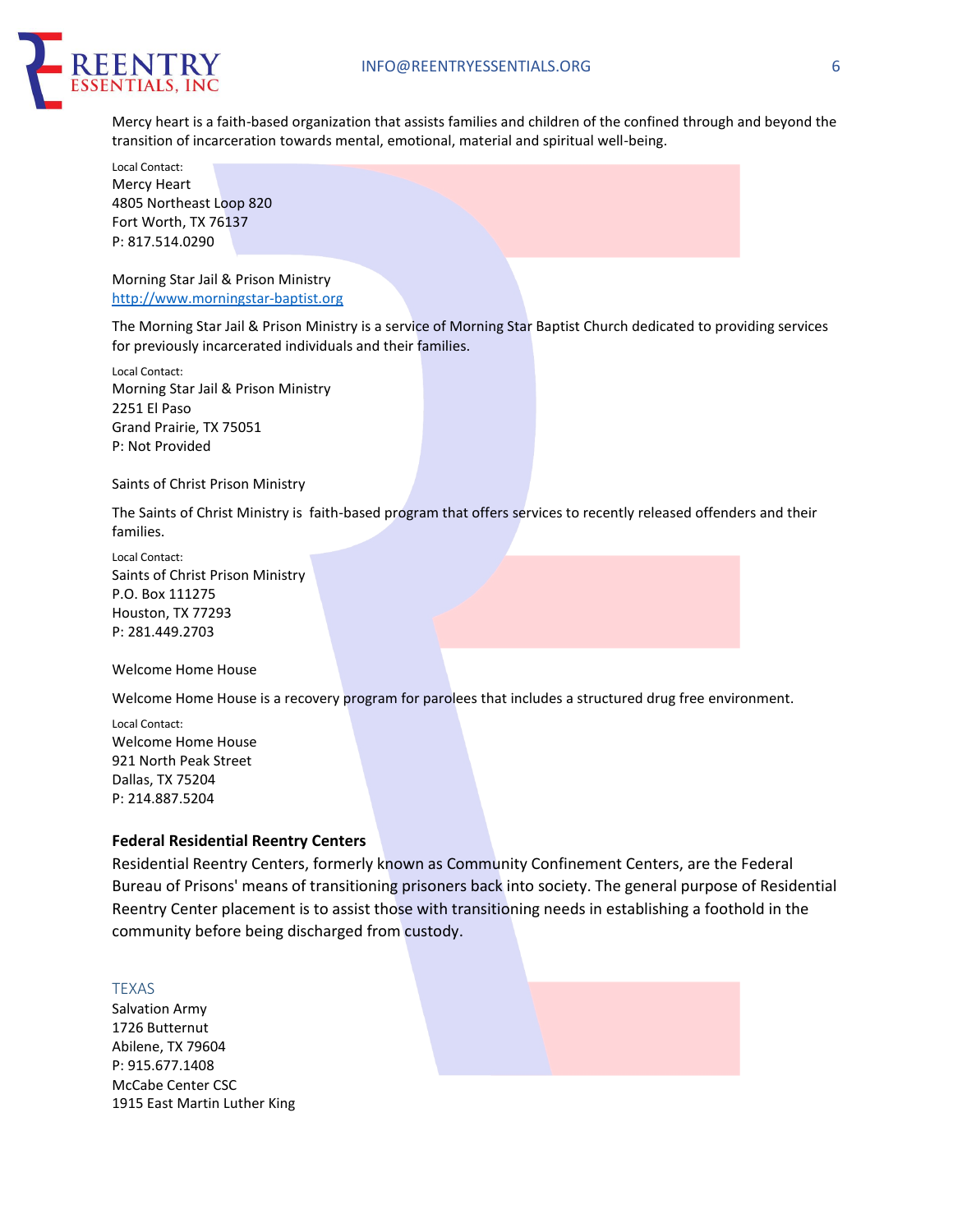Mercy heart is a faith-based organization that assists families and children of the confined through and beyond the transition of incarceration towards mental, emotional, material and spiritual well-being.

Local Contact:
Mercy Heart
4805 Northeast Loop 820
Fort Worth, TX 76137
P: 817.514.0290

Morning Star Jail & Prison Ministry
http://www.morningstar-baptist.org

The Morning Star Jail & Prison Ministry is a service of Morning Star Baptist Church dedicated to providing services for previously incarcerated individuals and their families.

Local Contact:
Morning Star Jail & Prison Ministry
2251 El Paso
Grand Prairie, TX 75051
P: Not Provided

Saints of Christ Prison Ministry

The Saints of Christ Ministry is faith-based program that offers services to recently released offenders and their families.

Local Contact:
Saints of Christ Prison Ministry
P.O. Box 111275
Houston, TX 77293
P: 281.449.2703

Welcome Home House

Welcome Home House is a recovery program for parolees that includes a structured drug free environment.

Local Contact:
Welcome Home House
921 North Peak Street
Dallas, TX 75204
P: 214.887.5204

**Federal Residential Reentry Centers**

Residential Reentry Centers, formerly known as Community Confinement Centers, are the Federal Bureau of Prisons' means of transitioning prisoners back into society. The general purpose of Residential Reentry Center placement is to assist those with transitioning needs in establishing a foothold in the community before being discharged from custody.

TEXAS

Salvation Army
1726 Butternut
Abilene, TX 79604
P: 915.677.1408
McCabe Center CSC
1915 East Martin Luther King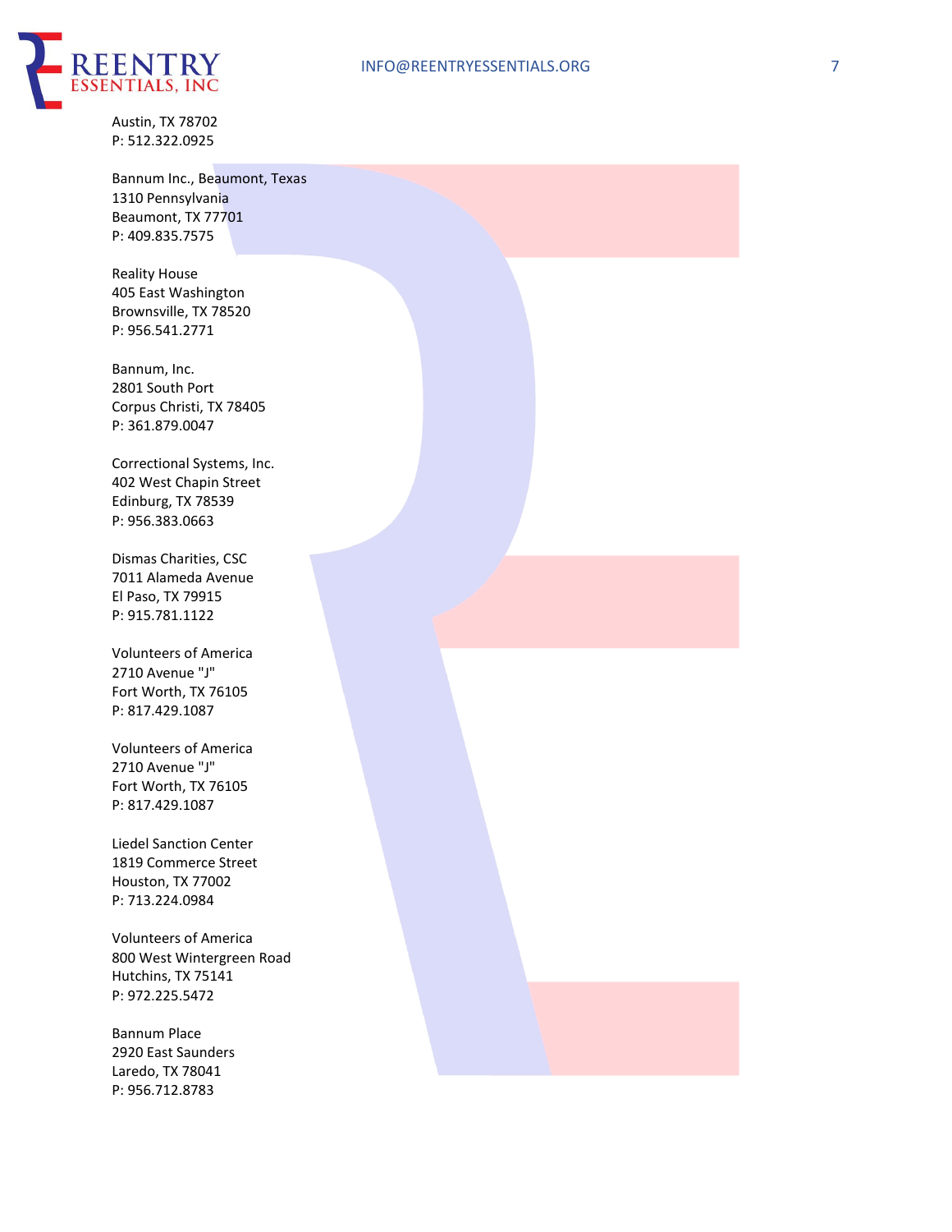Austin, TX 78702
P: 512.322.0925

Bannum Inc., Beaumont, Texas
1310 Pennsylvania
Beaumont, TX 77701
P: 409.835.7575

Reality House
405 East Washington
Brownsville, TX 78520
P: 956.541.2771

Bannum, Inc.
2801 South Port
Corpus Christi, TX 78405
P: 361.879.0047

Correctional Systems, Inc.
402 West Chapin Street
Edinburg, TX 78539
P: 956.383.0663

Dismas Charities, CSC
7011 Alameda Avenue
El Paso, TX 79915
P: 915.781.1122

Volunteers of America
2710 Avenue "J"
Fort Worth, TX 76105
P: 817.429.1087

Volunteers of America
2710 Avenue "J"
Fort Worth, TX 76105
P: 817.429.1087

Liedel Sanction Center
1819 Commerce Street
Houston, TX 77002
P: 713.224.0984

Volunteers of America
800 West Wintergreen Road
Hutchins, TX 75141
P: 972.225.5472

Bannum Place
2920 East Saunders
Laredo, TX 78041
P: 956.712.8783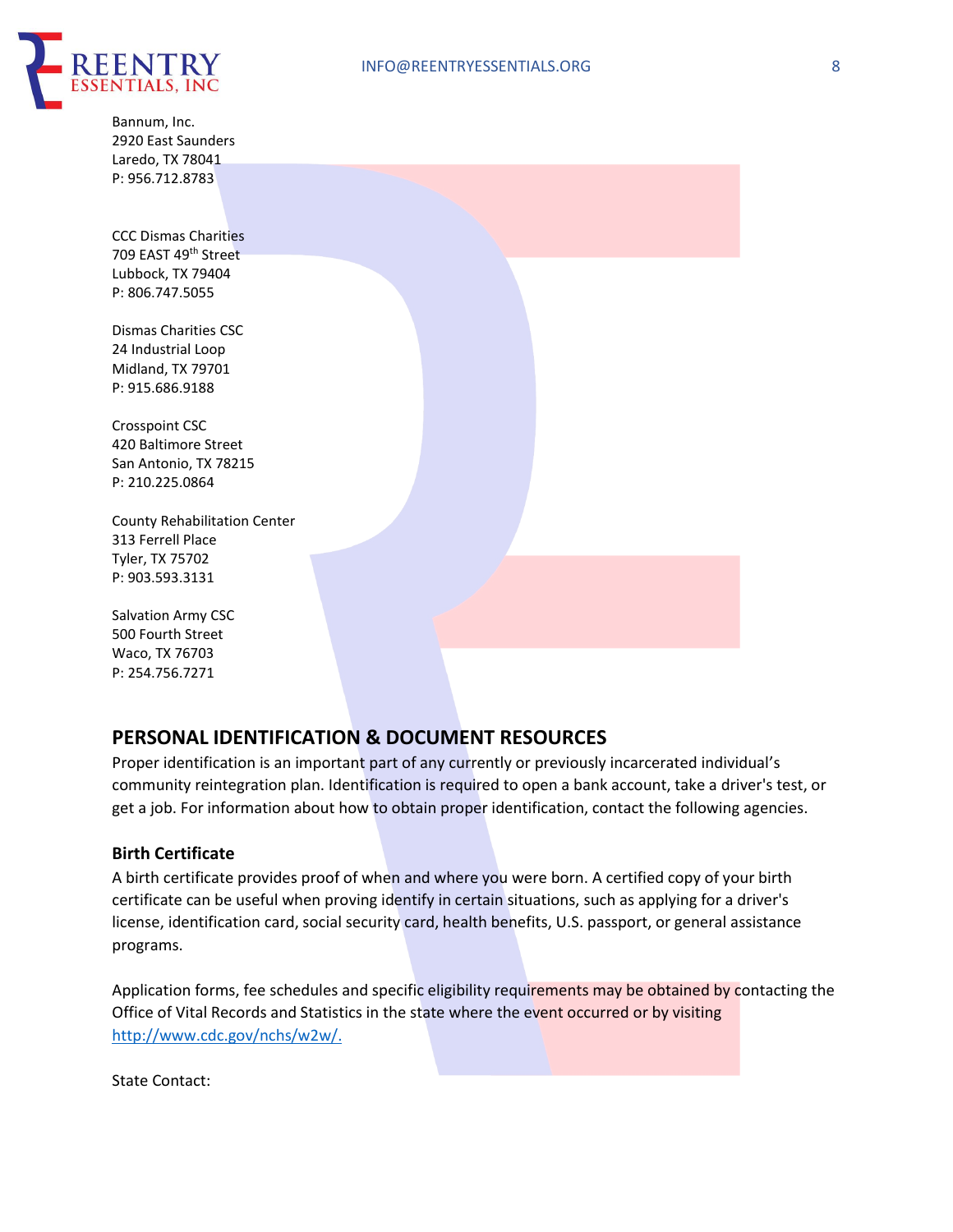Bannum, Inc.
2920 East Saunders
Laredo, TX 78041
P: 956.712.8783

CCC Dismas Charities
709 EAST 49th Street
Lubbock, TX 79404
P: 806.747.5055

Dismas Charities CSC
24 Industrial Loop
Midland, TX 79701
P: 915.686.9188

Crosspoint CSC
420 Baltimore Street
San Antonio, TX 78215
P: 210.225.0864

County Rehabilitation Center
313 Ferrell Place
Tyler, TX 75702
P: 903.593.3131

Salvation Army CSC
500 Fourth Street
Waco, TX 76703
P: 254.756.7271

## PERSONAL IDENTIFICATION & DOCUMENT RESOURCES

Proper identification is an important part of any currently or previously incarcerated individual's community reintegration plan. Identification is required to open a bank account, take a driver's test, or get a job. For information about how to obtain proper identification, contact the following agencies.

### Birth Certificate

A birth certificate provides proof of when and where you were born. A certified copy of your birth certificate can be useful when proving identify in certain situations, such as applying for a driver's license, identification card, social security card, health benefits, U.S. passport, or general assistance programs.

Application forms, fee schedules and specific eligibility requirements may be obtained by contacting the Office of Vital Records and Statistics in the state where the event occurred or by visiting http://www.cdc.gov/nchs/w2w/.

State Contact: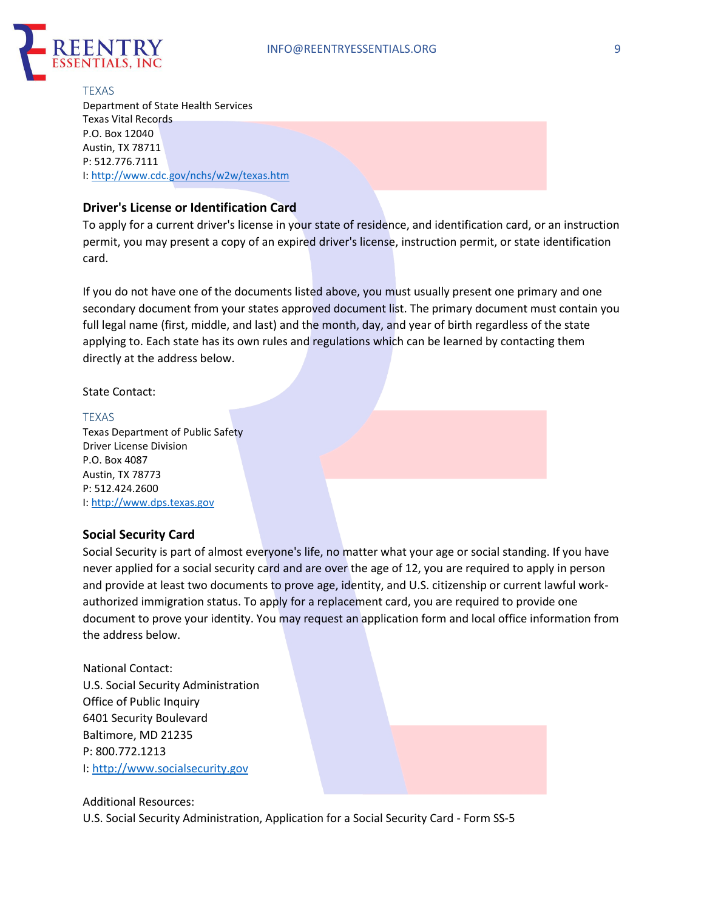TEXAS
Department of State Health Services
Texas Vital Records
P.O. Box 12040
Austin, TX 78711
P: 512.776.7111
I: [http://www.cdc.gov/nchs/w2w/texas.htm](http://www.cdc.gov/nchs/w2w/texas.htm)

### Driver's License or Identification Card

To apply for a current driver's license in your state of residence, and identification card, or an instruction permit, you may present a copy of an expired driver's license, instruction permit, or state identification card.

If you do not have one of the documents listed above, you must usually present one primary and one secondary document from your states approved document list. The primary document must contain you full legal name (first, middle, and last) and the month, day, and year of birth regardless of the state applying to. Each state has its own rules and regulations which can be learned by contacting them directly at the address below.

State Contact:

TEXAS
Texas Department of Public Safety
Driver License Division
P.O. Box 4087
Austin, TX 78773
P: 512.424.2600
I: [http://www.dps.texas.gov](http://www.dps.texas.gov)

### Social Security Card

Social Security is part of almost everyone's life, no matter what your age or social standing. If you have never applied for a social security card and are over the age of 12, you are required to apply in person and provide at least two documents to prove age, identity, and U.S. citizenship or current lawful work-authorized immigration status. To apply for a replacement card, you are required to provide one document to prove your identity. You may request an application form and local office information from the address below.

National Contact:
U.S. Social Security Administration
Office of Public Inquiry
6401 Security Boulevard
Baltimore, MD 21235
P: 800.772.1213
I: [http://www.socialsecurity.gov](http://www.socialsecurity.gov)

Additional Resources:
U.S. Social Security Administration, Application for a Social Security Card - Form SS-5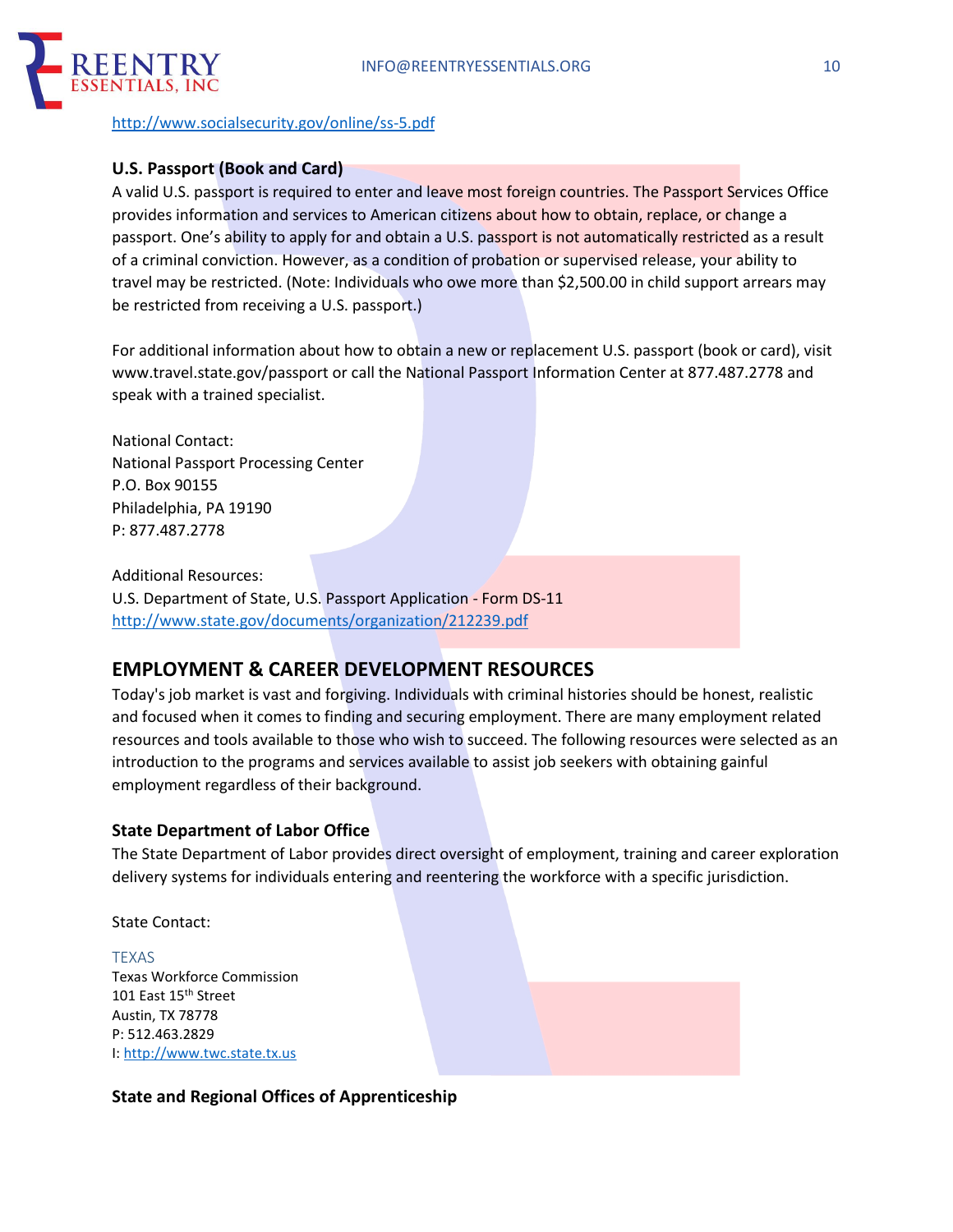http://www.socialsecurity.gov/online/ss-5.pdf

### U.S. Passport (Book and Card)

A valid U.S. passport is required to enter and leave most foreign countries. The Passport Services Office provides information and services to American citizens about how to obtain, replace, or change a passport. One's ability to apply for and obtain a U.S. passport is not automatically restricted as a result of a criminal conviction. However, as a condition of probation or supervised release, your ability to travel may be restricted. (Note: Individuals who owe more than $2,500.00 in child support arrears may be restricted from receiving a U.S. passport.)

For additional information about how to obtain a new or replacement U.S. passport (book or card), visit www.travel.state.gov/passport or call the National Passport Information Center at 877.487.2778 and speak with a trained specialist.

National Contact:
National Passport Processing Center
P.O. Box 90155
Philadelphia, PA 19190
P: 877.487.2778

Additional Resources:
U.S. Department of State, U.S. Passport Application - Form DS-11
http://www.state.gov/documents/organization/212239.pdf

## EMPLOYMENT & CAREER DEVELOPMENT RESOURCES

Today's job market is vast and forgiving. Individuals with criminal histories should be honest, realistic and focused when it comes to finding and securing employment. There are many employment related resources and tools available to those who wish to succeed. The following resources were selected as an introduction to the programs and services available to assist job seekers with obtaining gainful employment regardless of their background.

### State Department of Labor Office

The State Department of Labor provides direct oversight of employment, training and career exploration delivery systems for individuals entering and reentering the workforce with a specific jurisdiction.

State Contact:

TEXAS
Texas Workforce Commission
101 East 15th Street
Austin, TX 78778
P: 512.463.2829
I: http://www.twc.state.tx.us

### State and Regional Offices of Apprenticeship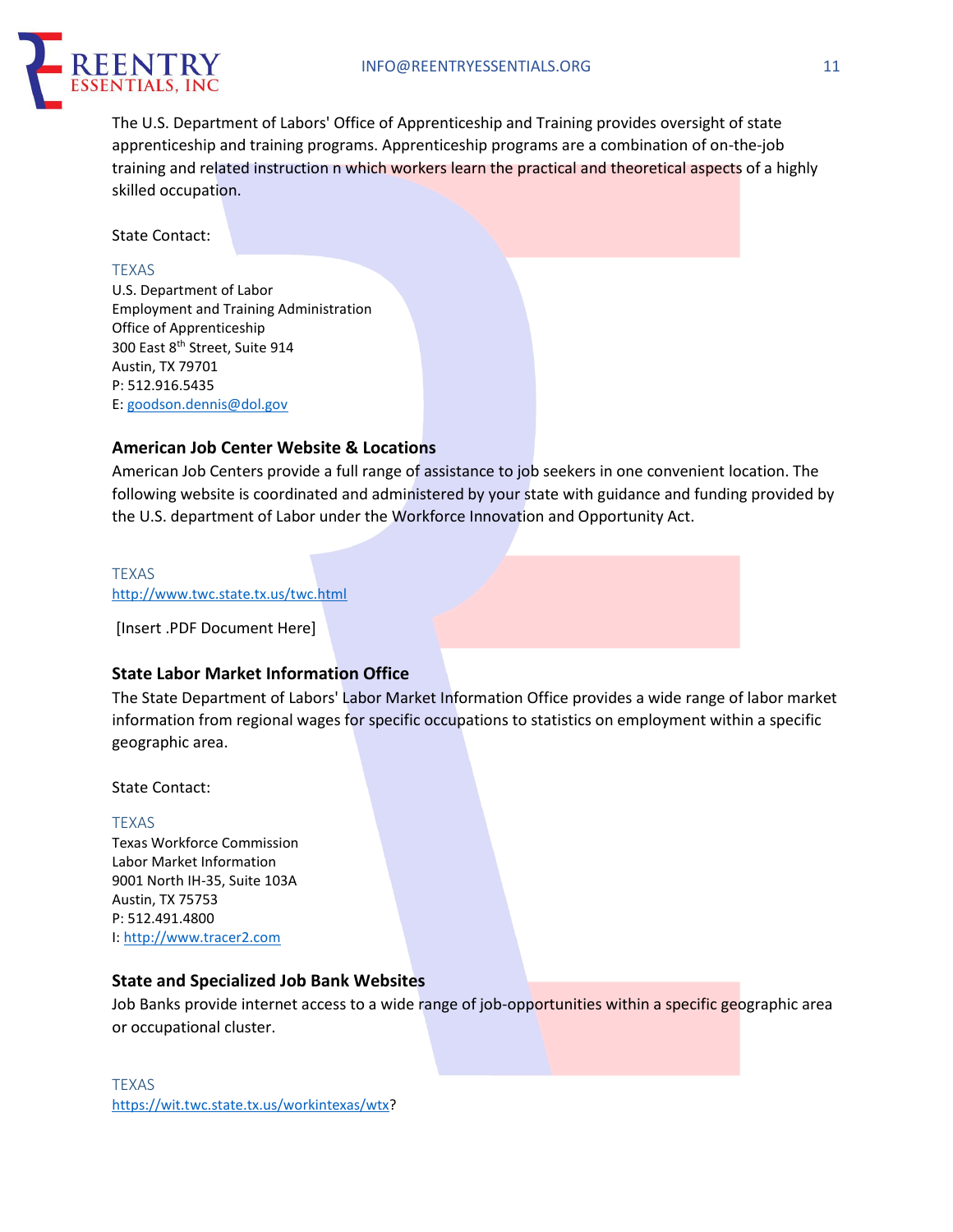The U.S. Department of Labors' Office of Apprenticeship and Training provides oversight of state apprenticeship and training programs. Apprenticeship programs are a combination of on-the-job training and related instruction n which workers learn the practical and theoretical aspects of a highly skilled occupation.

State Contact:

TEXAS
U.S. Department of Labor
Employment and Training Administration
Office of Apprenticeship
300 East 8th Street, Suite 914
Austin, TX 79701
P: 512.916.5435
E: goodson.dennis@dol.gov

### American Job Center Website & Locations

American Job Centers provide a full range of assistance to job seekers in one convenient location. The following website is coordinated and administered by your state with guidance and funding provided by the U.S. department of Labor under the Workforce Innovation and Opportunity Act.

TEXAS
http://www.twc.state.tx.us/twc.html

[Insert .PDF Document Here]

### State Labor Market Information Office

The State Department of Labors' Labor Market Information Office provides a wide range of labor market information from regional wages for specific occupations to statistics on employment within a specific geographic area.

State Contact:

TEXAS
Texas Workforce Commission
Labor Market Information
9001 North IH-35, Suite 103A
Austin, TX 75753
P: 512.491.4800
I: http://www.tracer2.com

### State and Specialized Job Bank Websites

Job Banks provide internet access to a wide range of job-opportunities within a specific geographic area or occupational cluster.

TEXAS
https://wit.twc.state.tx.us/workintexas/wtx?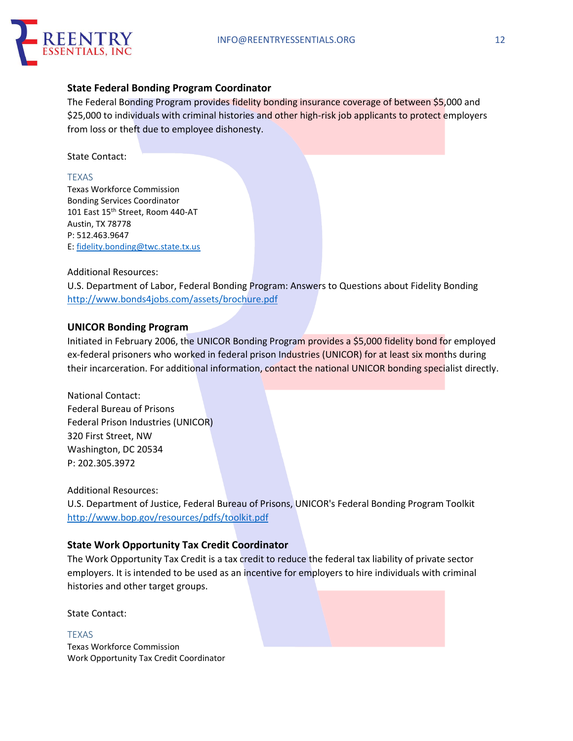### State Federal Bonding Program Coordinator

The Federal Bonding Program provides fidelity bonding insurance coverage of between $5,000 and $25,000 to individuals with criminal histories and other high-risk job applicants to protect employers from loss or theft due to employee dishonesty.

State Contact:

TEXAS
Texas Workforce Commission
Bonding Services Coordinator
101 East 15th Street, Room 440-AT
Austin, TX 78778
P: 512.463.9647
E: fidelity.bonding@twc.state.tx.us

Additional Resources:
U.S. Department of Labor, Federal Bonding Program: Answers to Questions about Fidelity Bonding
http://www.bonds4jobs.com/assets/brochure.pdf

### UNICOR Bonding Program

Initiated in February 2006, the UNICOR Bonding Program provides a $5,000 fidelity bond for employed ex-federal prisoners who worked in federal prison Industries (UNICOR) for at least six months during their incarceration. For additional information, contact the national UNICOR bonding specialist directly.

National Contact:
Federal Bureau of Prisons
Federal Prison Industries (UNICOR)
320 First Street, NW
Washington, DC 20534
P: 202.305.3972

Additional Resources:
U.S. Department of Justice, Federal Bureau of Prisons, UNICOR's Federal Bonding Program Toolkit
http://www.bop.gov/resources/pdfs/toolkit.pdf

### State Work Opportunity Tax Credit Coordinator

The Work Opportunity Tax Credit is a tax credit to reduce the federal tax liability of private sector employers. It is intended to be used as an incentive for employers to hire individuals with criminal histories and other target groups.

State Contact:

TEXAS
Texas Workforce Commission
Work Opportunity Tax Credit Coordinator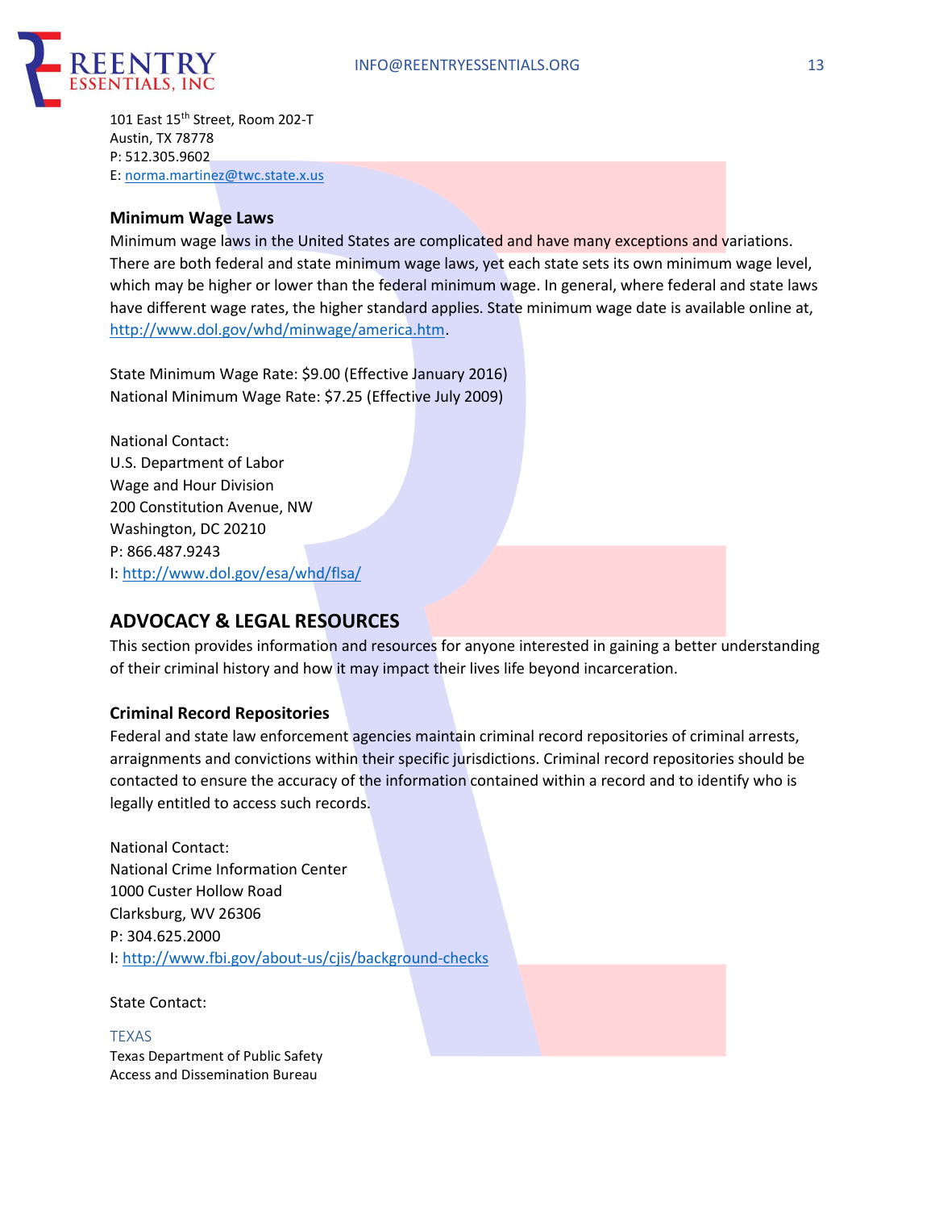101 East 15th Street, Room 202-T
Austin, TX 78778
P: 512.305.9602
E: [norma.martinez@twc.state.x.us](mailto:norma.martinez@twc.state.x.us)

### Minimum Wage Laws

Minimum wage laws in the United States are complicated and have many exceptions and variations. There are both federal and state minimum wage laws, yet each state sets its own minimum wage level, which may be higher or lower than the federal minimum wage. In general, where federal and state laws have different wage rates, the higher standard applies. State minimum wage date is available online at, [http://www.dol.gov/whd/minwage/america.htm](http://www.dol.gov/whd/minwage/america.htm).

State Minimum Wage Rate: $9.00 (Effective January 2016)
National Minimum Wage Rate: $7.25 (Effective July 2009)

National Contact:
U.S. Department of Labor
Wage and Hour Division
200 Constitution Avenue, NW
Washington, DC 20210
P: 866.487.9243
I: [http://www.dol.gov/esa/whd/flsa/](http://www.dol.gov/esa/whd/flsa/)

## ADVOCACY & LEGAL RESOURCES

This section provides information and resources for anyone interested in gaining a better understanding of their criminal history and how it may impact their lives life beyond incarceration.

### Criminal Record Repositories

Federal and state law enforcement agencies maintain criminal record repositories of criminal arrests, arraignments and convictions within their specific jurisdictions. Criminal record repositories should be contacted to ensure the accuracy of the information contained within a record and to identify who is legally entitled to access such records.

National Contact:
National Crime Information Center
1000 Custer Hollow Road
Clarksburg, WV 26306
P: 304.625.2000
I: [http://www.fbi.gov/about-us/cjis/background-checks](http://www.fbi.gov/about-us/cjis/background-checks)

State Contact:

TEXAS
Texas Department of Public Safety
Access and Dissemination Bureau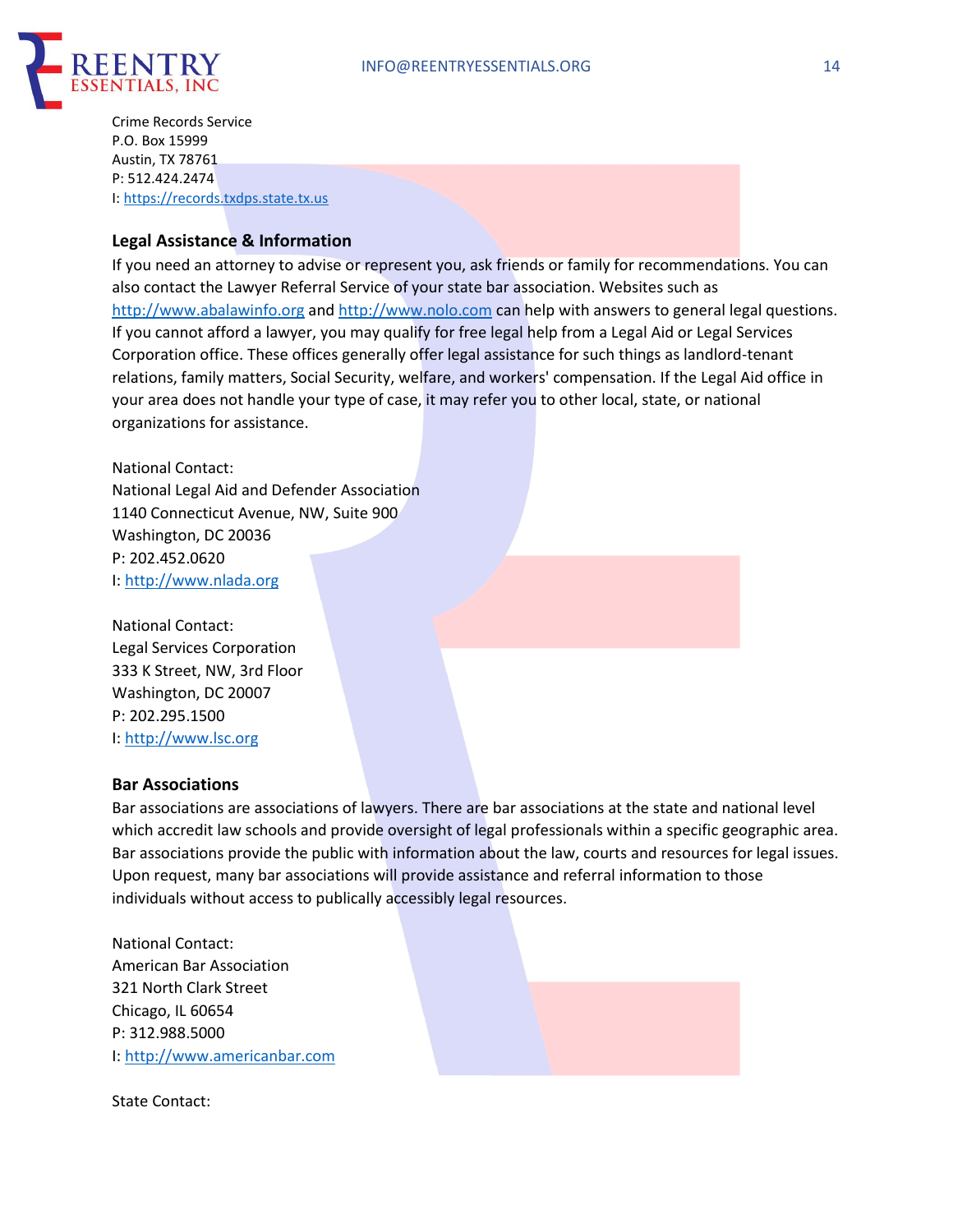Crime Records Service
P.O. Box 15999
Austin, TX 78761
P: 512.424.2474
I: https://records.txdps.state.tx.us

### Legal Assistance & Information

If you need an attorney to advise or represent you, ask friends or family for recommendations. You can also contact the Lawyer Referral Service of your state bar association. Websites such as http://www.abalawinfo.org and http://www.nolo.com can help with answers to general legal questions. If you cannot afford a lawyer, you may qualify for free legal help from a Legal Aid or Legal Services Corporation office. These offices generally offer legal assistance for such things as landlord-tenant relations, family matters, Social Security, welfare, and workers' compensation. If the Legal Aid office in your area does not handle your type of case, it may refer you to other local, state, or national organizations for assistance.

National Contact:
National Legal Aid and Defender Association
1140 Connecticut Avenue, NW, Suite 900
Washington, DC 20036
P: 202.452.0620
I: http://www.nlada.org

National Contact:
Legal Services Corporation
333 K Street, NW, 3rd Floor
Washington, DC 20007
P: 202.295.1500
I: http://www.lsc.org

### Bar Associations

Bar associations are associations of lawyers. There are bar associations at the state and national level which accredit law schools and provide oversight of legal professionals within a specific geographic area. Bar associations provide the public with information about the law, courts and resources for legal issues. Upon request, many bar associations will provide assistance and referral information to those individuals without access to publically accessibly legal resources.

National Contact:
American Bar Association
321 North Clark Street
Chicago, IL 60654
P: 312.988.5000
I: http://www.americanbar.com

State Contact: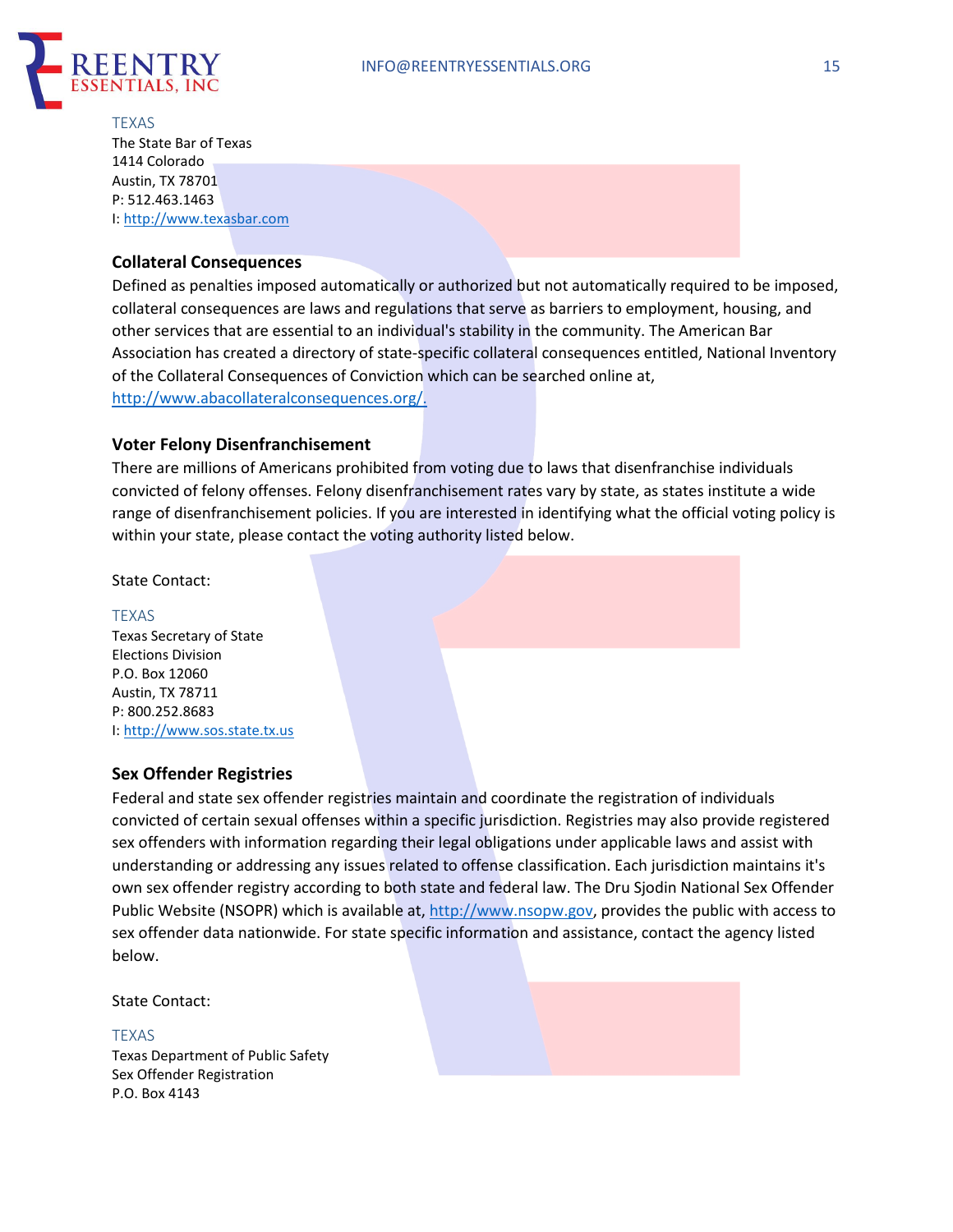TEXAS
The State Bar of Texas
1414 Colorado
Austin, TX 78701
P: 512.463.1463
I: http://www.texasbar.com

### Collateral Consequences

Defined as penalties imposed automatically or authorized but not automatically required to be imposed, collateral consequences are laws and regulations that serve as barriers to employment, housing, and other services that are essential to an individual's stability in the community. The American Bar Association has created a directory of state-specific collateral consequences entitled, National Inventory of the Collateral Consequences of Conviction which can be searched online at, http://www.abacollateralconsequences.org/.

### Voter Felony Disenfranchisement

There are millions of Americans prohibited from voting due to laws that disenfranchise individuals convicted of felony offenses. Felony disenfranchisement rates vary by state, as states institute a wide range of disenfranchisement policies. If you are interested in identifying what the official voting policy is within your state, please contact the voting authority listed below.

State Contact:

TEXAS
Texas Secretary of State
Elections Division
P.O. Box 12060
Austin, TX 78711
P: 800.252.8683
I: http://www.sos.state.tx.us

### Sex Offender Registries

Federal and state sex offender registries maintain and coordinate the registration of individuals convicted of certain sexual offenses within a specific jurisdiction. Registries may also provide registered sex offenders with information regarding their legal obligations under applicable laws and assist with understanding or addressing any issues related to offense classification. Each jurisdiction maintains it's own sex offender registry according to both state and federal law. The Dru Sjodin National Sex Offender Public Website (NSOPR) which is available at, http://www.nsopw.gov, provides the public with access to sex offender data nationwide. For state specific information and assistance, contact the agency listed below.

State Contact:

TEXAS
Texas Department of Public Safety
Sex Offender Registration
P.O. Box 4143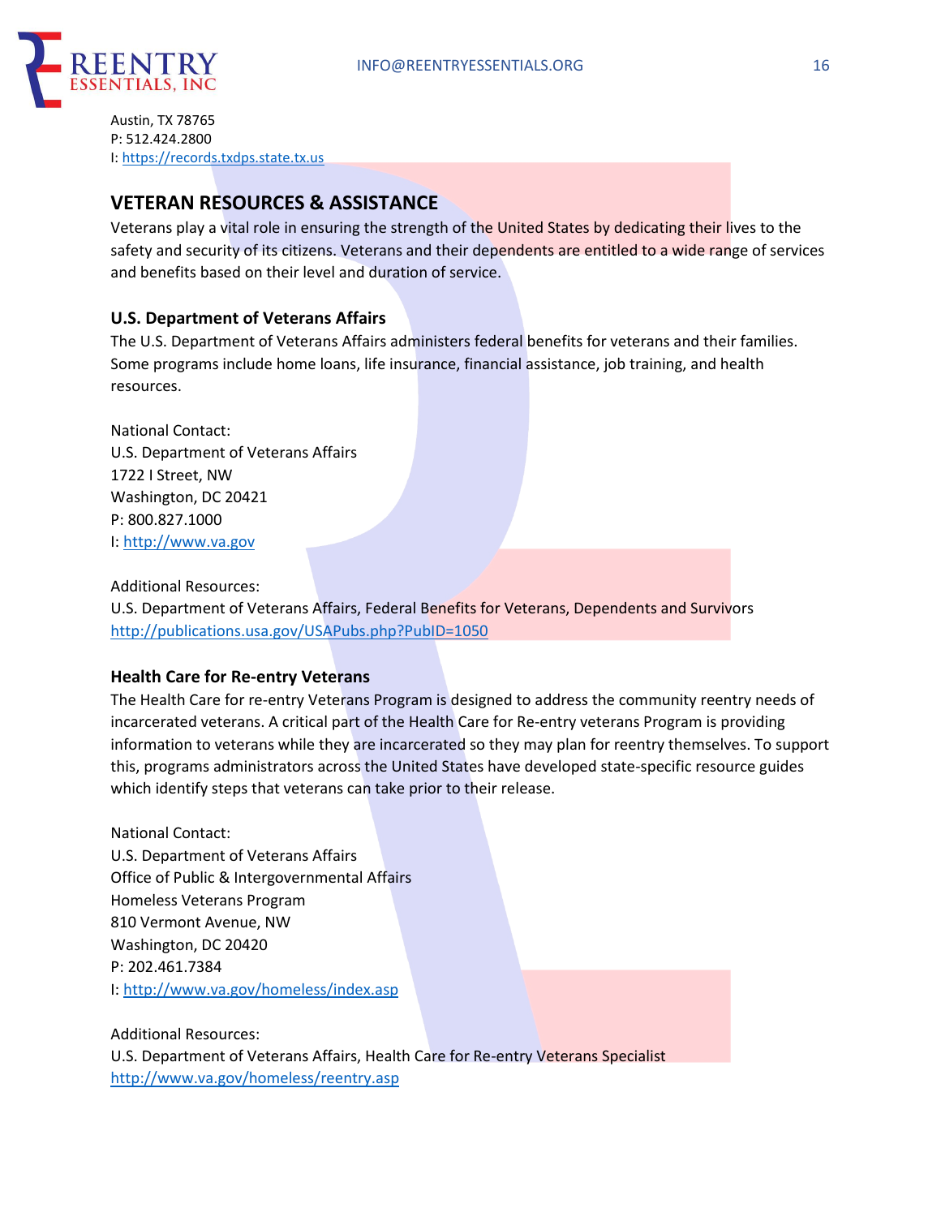Austin, TX 78765
P: 512.424.2800
I: https://records.txdps.state.tx.us

## VETERAN RESOURCES & ASSISTANCE

Veterans play a vital role in ensuring the strength of the United States by dedicating their lives to the safety and security of its citizens. Veterans and their dependents are entitled to a wide range of services and benefits based on their level and duration of service.

### U.S. Department of Veterans Affairs

The U.S. Department of Veterans Affairs administers federal benefits for veterans and their families. Some programs include home loans, life insurance, financial assistance, job training, and health resources.

National Contact:
U.S. Department of Veterans Affairs
1722 I Street, NW
Washington, DC 20421
P: 800.827.1000
I: http://www.va.gov

Additional Resources:
U.S. Department of Veterans Affairs, Federal Benefits for Veterans, Dependents and Survivors
http://publications.usa.gov/USAPubs.php?PubID=1050

### Health Care for Re-entry Veterans

The Health Care for re-entry Veterans Program is designed to address the community reentry needs of incarcerated veterans. A critical part of the Health Care for Re-entry veterans Program is providing information to veterans while they are incarcerated so they may plan for reentry themselves. To support this, programs administrators across the United States have developed state-specific resource guides which identify steps that veterans can take prior to their release.

National Contact:
U.S. Department of Veterans Affairs
Office of Public & Intergovernmental Affairs
Homeless Veterans Program
810 Vermont Avenue, NW
Washington, DC 20420
P: 202.461.7384
I: http://www.va.gov/homeless/index.asp

Additional Resources:
U.S. Department of Veterans Affairs, Health Care for Re-entry Veterans Specialist
http://www.va.gov/homeless/reentry.asp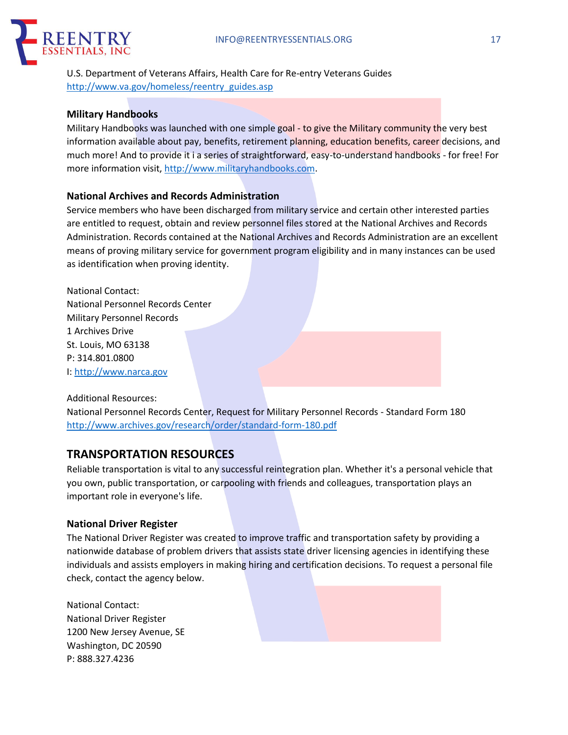U.S. Department of Veterans Affairs, Health Care for Re-entry Veterans Guides
http://www.va.gov/homeless/reentry_guides.asp

### Military Handbooks

Military Handbooks was launched with one simple goal - to give the Military community the very best information available about pay, benefits, retirement planning, education benefits, career decisions, and much more! And to provide it i a series of straightforward, easy-to-understand handbooks - for free! For more information visit, http://www.militaryhandbooks.com.

### National Archives and Records Administration

Service members who have been discharged from military service and certain other interested parties are entitled to request, obtain and review personnel files stored at the National Archives and Records Administration. Records contained at the National Archives and Records Administration are an excellent means of proving military service for government program eligibility and in many instances can be used as identification when proving identity.

National Contact:
National Personnel Records Center
Military Personnel Records
1 Archives Drive
St. Louis, MO 63138
P: 314.801.0800
I: http://www.narca.gov

Additional Resources:
National Personnel Records Center, Request for Military Personnel Records - Standard Form 180
http://www.archives.gov/research/order/standard-form-180.pdf

## TRANSPORTATION RESOURCES

Reliable transportation is vital to any successful reintegration plan. Whether it's a personal vehicle that you own, public transportation, or carpooling with friends and colleagues, transportation plays an important role in everyone's life.

### National Driver Register

The National Driver Register was created to improve traffic and transportation safety by providing a nationwide database of problem drivers that assists state driver licensing agencies in identifying these individuals and assists employers in making hiring and certification decisions. To request a personal file check, contact the agency below.

National Contact:
National Driver Register
1200 New Jersey Avenue, SE
Washington, DC 20590
P: 888.327.4236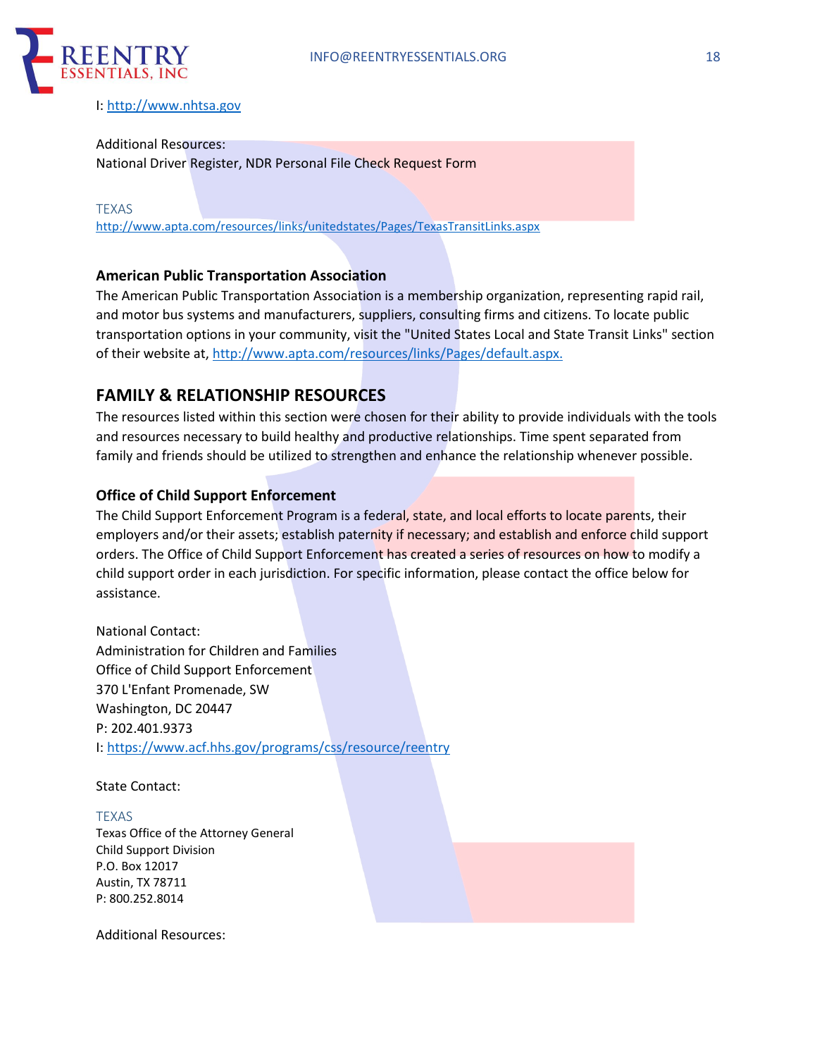I: http://www.nhtsa.gov

Additional Resources:
National Driver Register, NDR Personal File Check Request Form

TEXAS
http://www.apta.com/resources/links/unitedstates/Pages/TexasTransitLinks.aspx

### American Public Transportation Association

The American Public Transportation Association is a membership organization, representing rapid rail, and motor bus systems and manufacturers, suppliers, consulting firms and citizens. To locate public transportation options in your community, visit the "United States Local and State Transit Links" section of their website at, http://www.apta.com/resources/links/Pages/default.aspx.

## FAMILY & RELATIONSHIP RESOURCES

The resources listed within this section were chosen for their ability to provide individuals with the tools and resources necessary to build healthy and productive relationships. Time spent separated from family and friends should be utilized to strengthen and enhance the relationship whenever possible.

### Office of Child Support Enforcement

The Child Support Enforcement Program is a federal, state, and local efforts to locate parents, their employers and/or their assets; establish paternity if necessary; and establish and enforce child support orders. The Office of Child Support Enforcement has created a series of resources on how to modify a child support order in each jurisdiction. For specific information, please contact the office below for assistance.

National Contact:
Administration for Children and Families
Office of Child Support Enforcement
370 L'Enfant Promenade, SW
Washington, DC 20447
P: 202.401.9373
I: https://www.acf.hhs.gov/programs/css/resource/reentry

State Contact:

TEXAS
Texas Office of the Attorney General
Child Support Division
P.O. Box 12017
Austin, TX 78711
P: 800.252.8014

Additional Resources: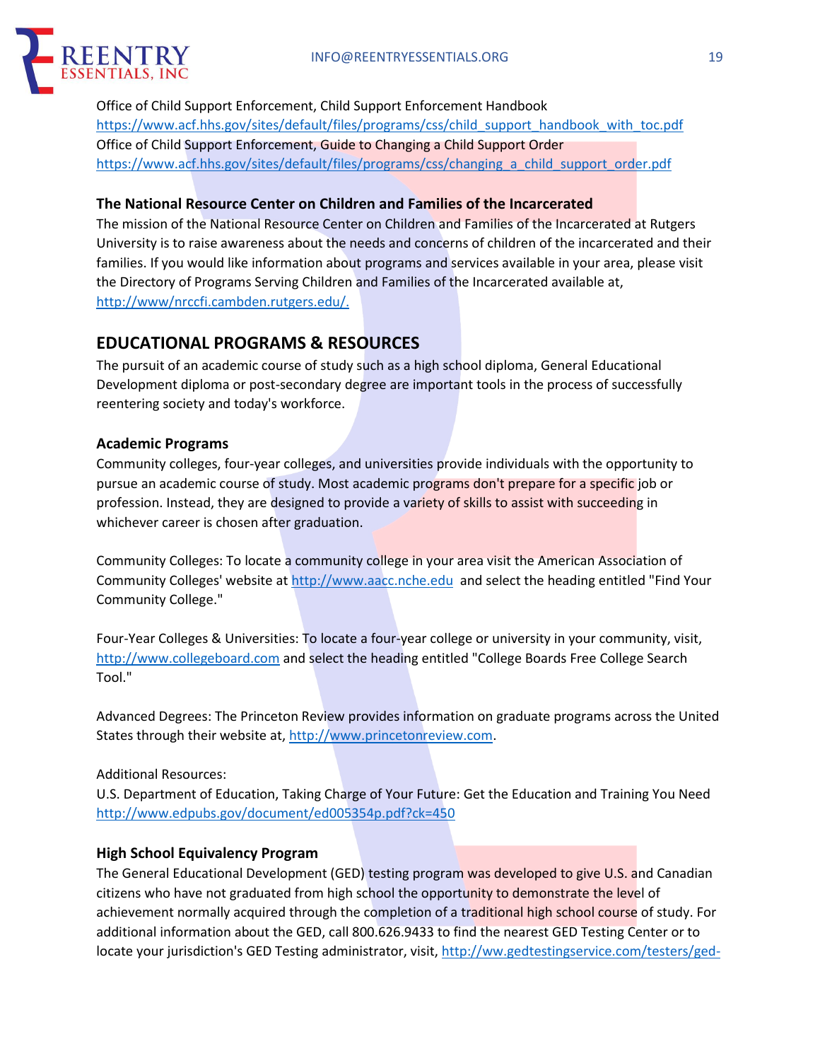Office of Child Support Enforcement, Child Support Enforcement Handbook
https://www.acf.hhs.gov/sites/default/files/programs/css/child_support_handbook_with_toc.pdf
Office of Child Support Enforcement, Guide to Changing a Child Support Order
https://www.acf.hhs.gov/sites/default/files/programs/css/changing_a_child_support_order.pdf

### The National Resource Center on Children and Families of the Incarcerated

The mission of the National Resource Center on Children and Families of the Incarcerated at Rutgers University is to raise awareness about the needs and concerns of children of the incarcerated and their families. If you would like information about programs and services available in your area, please visit the Directory of Programs Serving Children and Families of the Incarcerated available at, http://www/nrccfi.cambden.rutgers.edu/.

## EDUCATIONAL PROGRAMS & RESOURCES

The pursuit of an academic course of study such as a high school diploma, General Educational Development diploma or post-secondary degree are important tools in the process of successfully reentering society and today's workforce.

### Academic Programs

Community colleges, four-year colleges, and universities provide individuals with the opportunity to pursue an academic course of study. Most academic programs don't prepare for a specific job or profession. Instead, they are designed to provide a variety of skills to assist with succeeding in whichever career is chosen after graduation.

Community Colleges: To locate a community college in your area visit the American Association of Community Colleges' website at http://www.aacc.nche.edu and select the heading entitled "Find Your Community College."

Four-Year Colleges & Universities: To locate a four-year college or university in your community, visit, http://www.collegeboard.com and select the heading entitled "College Boards Free College Search Tool."

Advanced Degrees: The Princeton Review provides information on graduate programs across the United States through their website at, http://www.princetonreview.com.

Additional Resources:
U.S. Department of Education, Taking Charge of Your Future: Get the Education and Training You Need
http://www.edpubs.gov/document/ed005354p.pdf?ck=450

### High School Equivalency Program

The General Educational Development (GED) testing program was developed to give U.S. and Canadian citizens who have not graduated from high school the opportunity to demonstrate the level of achievement normally acquired through the completion of a traditional high school course of study. For additional information about the GED, call 800.626.9433 to find the nearest GED Testing Center or to locate your jurisdiction's GED Testing administrator, visit, http://ww.gedtestingservice.com/testers/ged-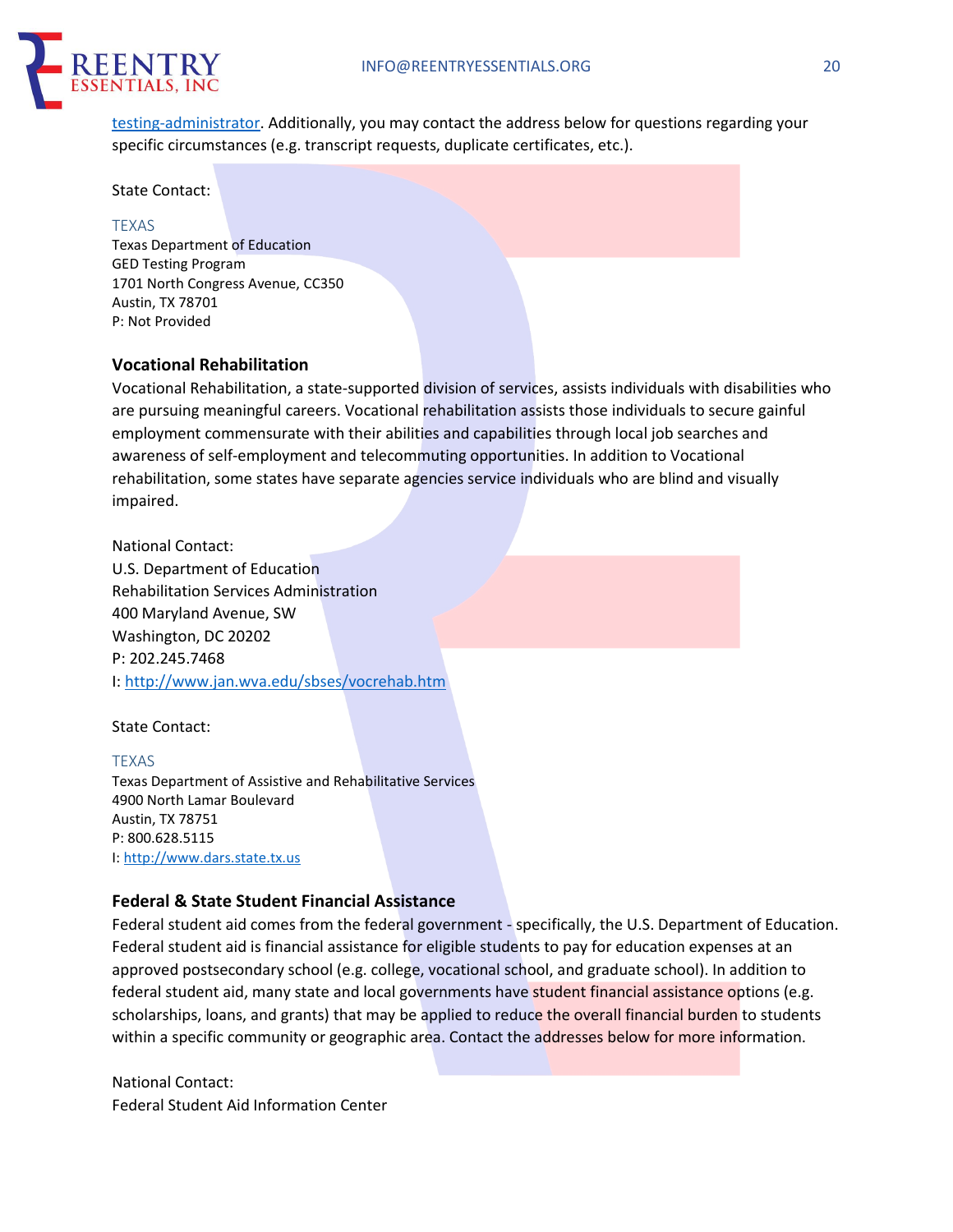testing-administrator. Additionally, you may contact the address below for questions regarding your specific circumstances (e.g. transcript requests, duplicate certificates, etc.).

State Contact:

TEXAS
Texas Department of Education
GED Testing Program
1701 North Congress Avenue, CC350
Austin, TX 78701
P: Not Provided

### Vocational Rehabilitation

Vocational Rehabilitation, a state-supported division of services, assists individuals with disabilities who are pursuing meaningful careers. Vocational rehabilitation assists those individuals to secure gainful employment commensurate with their abilities and capabilities through local job searches and awareness of self-employment and telecommuting opportunities. In addition to Vocational rehabilitation, some states have separate agencies service individuals who are blind and visually impaired.

National Contact:
U.S. Department of Education
Rehabilitation Services Administration
400 Maryland Avenue, SW
Washington, DC 20202
P: 202.245.7468
I: http://www.jan.wva.edu/sbses/vocrehab.htm

State Contact:

TEXAS
Texas Department of Assistive and Rehabilitative Services
4900 North Lamar Boulevard
Austin, TX 78751
P: 800.628.5115
I: http://www.dars.state.tx.us

### Federal & State Student Financial Assistance

Federal student aid comes from the federal government - specifically, the U.S. Department of Education. Federal student aid is financial assistance for eligible students to pay for education expenses at an approved postsecondary school (e.g. college, vocational school, and graduate school). In addition to federal student aid, many state and local governments have student financial assistance options (e.g. scholarships, loans, and grants) that may be applied to reduce the overall financial burden to students within a specific community or geographic area. Contact the addresses below for more information.

National Contact:
Federal Student Aid Information Center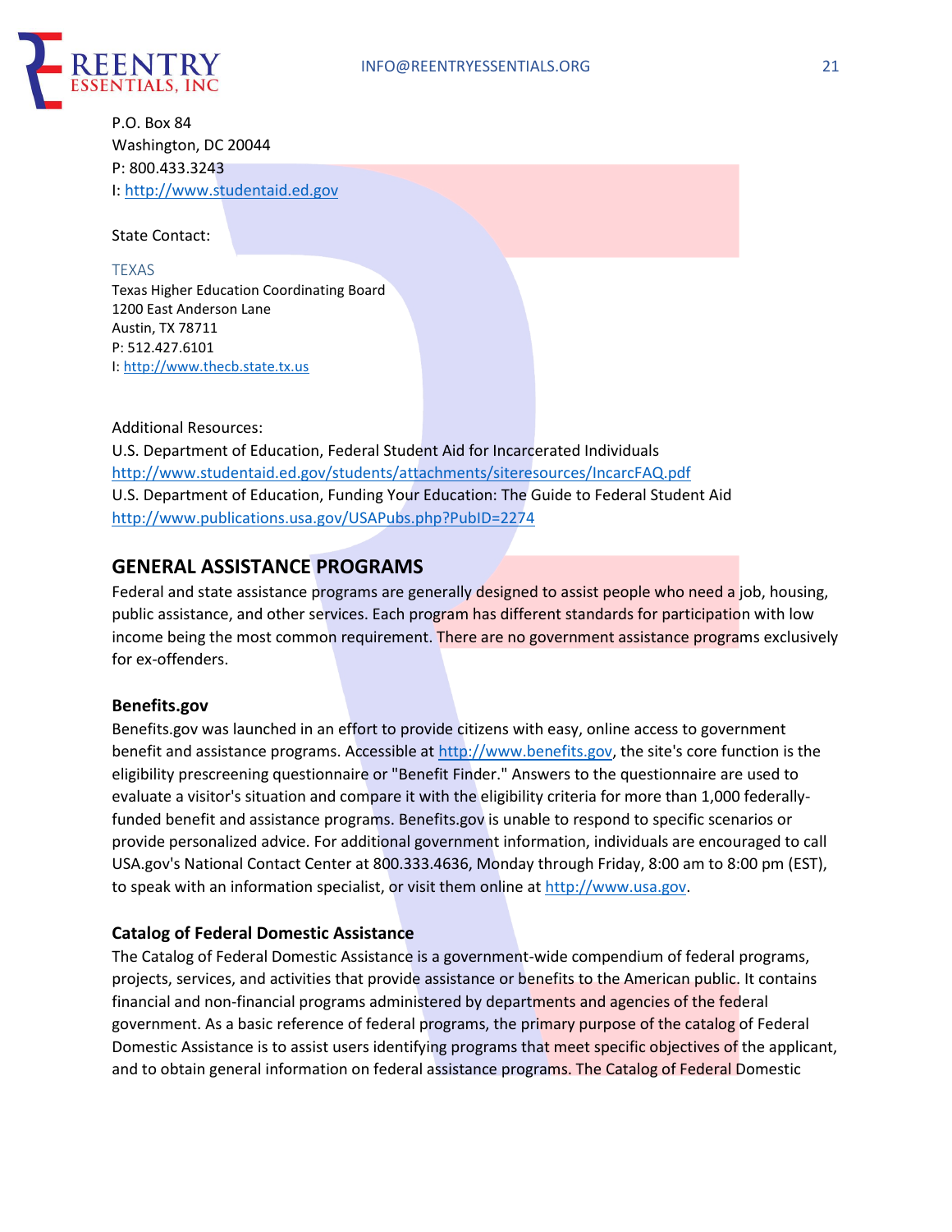P.O. Box 84
Washington, DC 20044
P: 800.433.3243
I: http://www.studentaid.ed.gov

State Contact:

TEXAS
Texas Higher Education Coordinating Board
1200 East Anderson Lane
Austin, TX 78711
P: 512.427.6101
I: http://www.thecb.state.tx.us

Additional Resources:
U.S. Department of Education, Federal Student Aid for Incarcerated Individuals
http://www.studentaid.ed.gov/students/attachments/siteresources/IncarcFAQ.pdf
U.S. Department of Education, Funding Your Education: The Guide to Federal Student Aid
http://www.publications.usa.gov/USAPubs.php?PubID=2274

## GENERAL ASSISTANCE PROGRAMS

Federal and state assistance programs are generally designed to assist people who need a job, housing, public assistance, and other services. Each program has different standards for participation with low income being the most common requirement. There are no government assistance programs exclusively for ex-offenders.

### Benefits.gov

Benefits.gov was launched in an effort to provide citizens with easy, online access to government benefit and assistance programs. Accessible at http://www.benefits.gov, the site's core function is the eligibility prescreening questionnaire or "Benefit Finder." Answers to the questionnaire are used to evaluate a visitor's situation and compare it with the eligibility criteria for more than 1,000 federally-funded benefit and assistance programs. Benefits.gov is unable to respond to specific scenarios or provide personalized advice. For additional government information, individuals are encouraged to call USA.gov's National Contact Center at 800.333.4636, Monday through Friday, 8:00 am to 8:00 pm (EST), to speak with an information specialist, or visit them online at http://www.usa.gov.

### Catalog of Federal Domestic Assistance

The Catalog of Federal Domestic Assistance is a government-wide compendium of federal programs, projects, services, and activities that provide assistance or benefits to the American public. It contains financial and non-financial programs administered by departments and agencies of the federal government. As a basic reference of federal programs, the primary purpose of the catalog of Federal Domestic Assistance is to assist users identifying programs that meet specific objectives of the applicant, and to obtain general information on federal assistance programs. The Catalog of Federal Domestic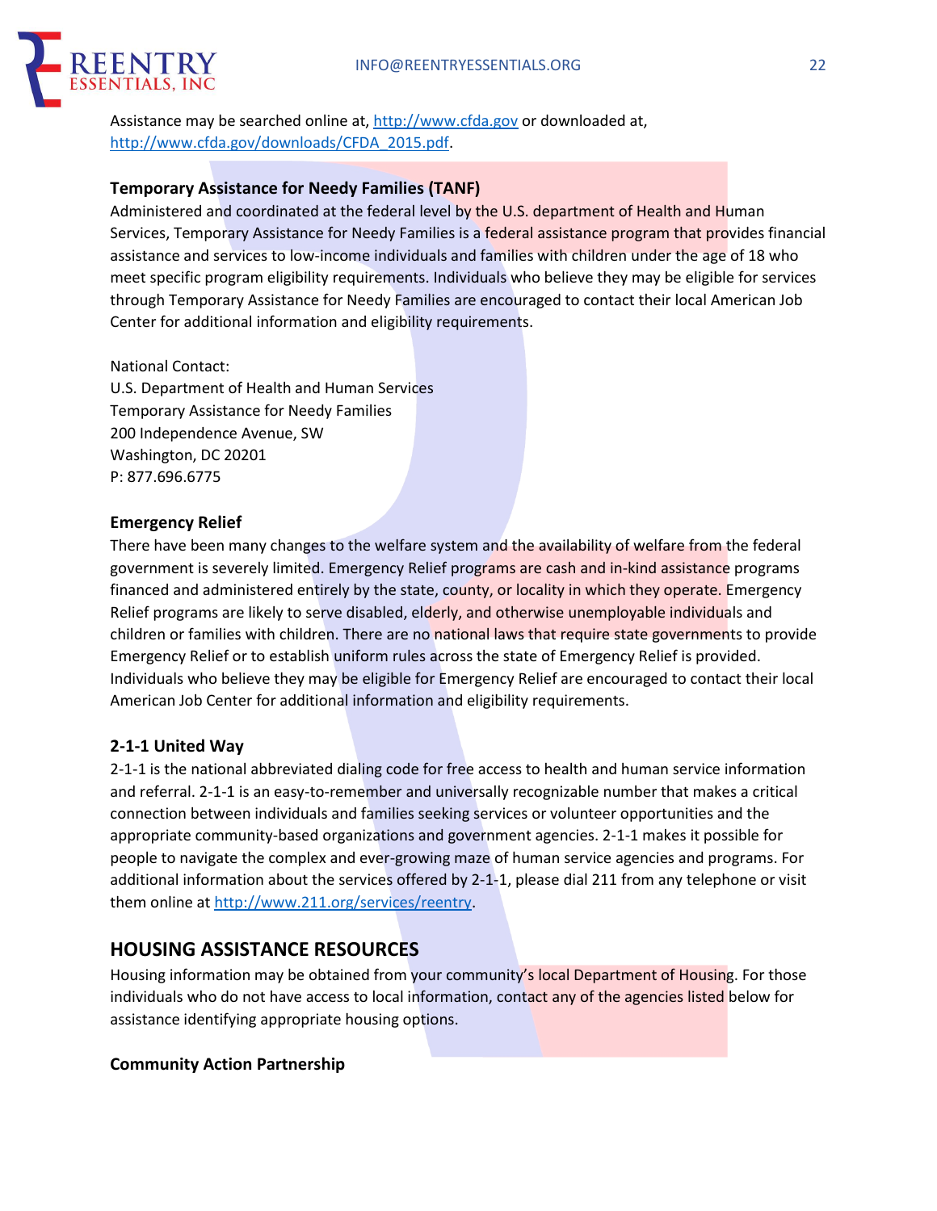Assistance may be searched online at, http://www.cfda.gov or downloaded at, http://www.cfda.gov/downloads/CFDA_2015.pdf.

### Temporary Assistance for Needy Families (TANF)

Administered and coordinated at the federal level by the U.S. department of Health and Human Services, Temporary Assistance for Needy Families is a federal assistance program that provides financial assistance and services to low-income individuals and families with children under the age of 18 who meet specific program eligibility requirements. Individuals who believe they may be eligible for services through Temporary Assistance for Needy Families are encouraged to contact their local American Job Center for additional information and eligibility requirements.

National Contact:
U.S. Department of Health and Human Services
Temporary Assistance for Needy Families
200 Independence Avenue, SW
Washington, DC 20201
P: 877.696.6775

### Emergency Relief

There have been many changes to the welfare system and the availability of welfare from the federal government is severely limited. Emergency Relief programs are cash and in-kind assistance programs financed and administered entirely by the state, county, or locality in which they operate. Emergency Relief programs are likely to serve disabled, elderly, and otherwise unemployable individuals and children or families with children. There are no national laws that require state governments to provide Emergency Relief or to establish uniform rules across the state of Emergency Relief is provided. Individuals who believe they may be eligible for Emergency Relief are encouraged to contact their local American Job Center for additional information and eligibility requirements.

### 2-1-1 United Way

2-1-1 is the national abbreviated dialing code for free access to health and human service information and referral. 2-1-1 is an easy-to-remember and universally recognizable number that makes a critical connection between individuals and families seeking services or volunteer opportunities and the appropriate community-based organizations and government agencies. 2-1-1 makes it possible for people to navigate the complex and ever-growing maze of human service agencies and programs. For additional information about the services offered by 2-1-1, please dial 211 from any telephone or visit them online at http://www.211.org/services/reentry.

## HOUSING ASSISTANCE RESOURCES

Housing information may be obtained from your community's local Department of Housing. For those individuals who do not have access to local information, contact any of the agencies listed below for assistance identifying appropriate housing options.

### Community Action Partnership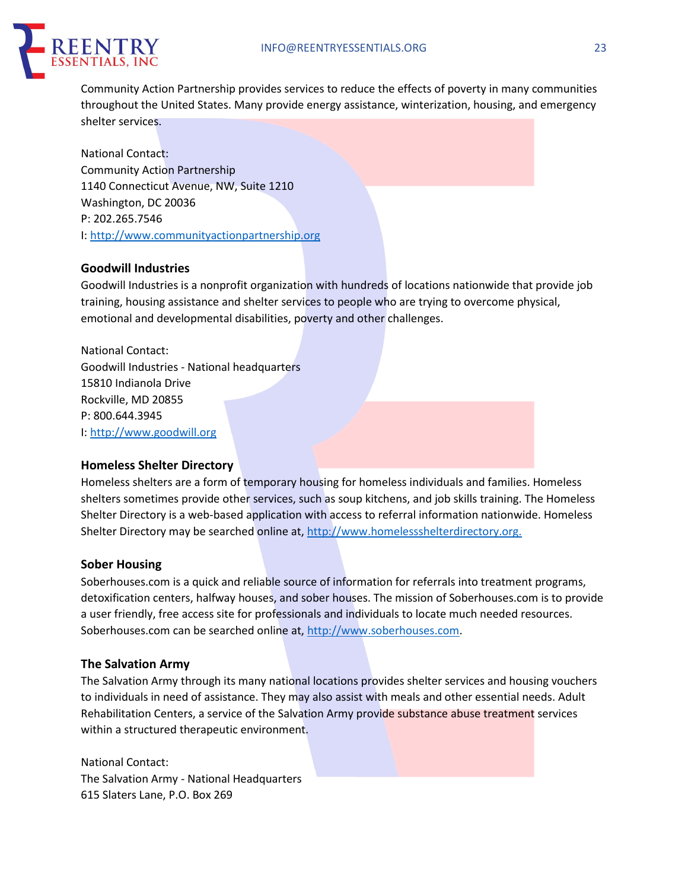Community Action Partnership provides services to reduce the effects of poverty in many communities throughout the United States. Many provide energy assistance, winterization, housing, and emergency shelter services.

National Contact:
Community Action Partnership
1140 Connecticut Avenue, NW, Suite 1210
Washington, DC 20036
P: 202.265.7546
I: http://www.communityactionpartnership.org

### Goodwill Industries

Goodwill Industries is a nonprofit organization with hundreds of locations nationwide that provide job training, housing assistance and shelter services to people who are trying to overcome physical, emotional and developmental disabilities, poverty and other challenges.

National Contact:
Goodwill Industries - National headquarters
15810 Indianola Drive
Rockville, MD 20855
P: 800.644.3945
I: http://www.goodwill.org

### Homeless Shelter Directory

Homeless shelters are a form of temporary housing for homeless individuals and families. Homeless shelters sometimes provide other services, such as soup kitchens, and job skills training. The Homeless Shelter Directory is a web-based application with access to referral information nationwide. Homeless Shelter Directory may be searched online at, http://www.homelessshelterdirectory.org.

### Sober Housing

Soberhouses.com is a quick and reliable source of information for referrals into treatment programs, detoxification centers, halfway houses, and sober houses. The mission of Soberhouses.com is to provide a user friendly, free access site for professionals and individuals to locate much needed resources. Soberhouses.com can be searched online at, http://www.soberhouses.com.

### The Salvation Army

The Salvation Army through its many national locations provides shelter services and housing vouchers to individuals in need of assistance. They may also assist with meals and other essential needs. Adult Rehabilitation Centers, a service of the Salvation Army provide substance abuse treatment services within a structured therapeutic environment.

National Contact:
The Salvation Army - National Headquarters
615 Slaters Lane, P.O. Box 269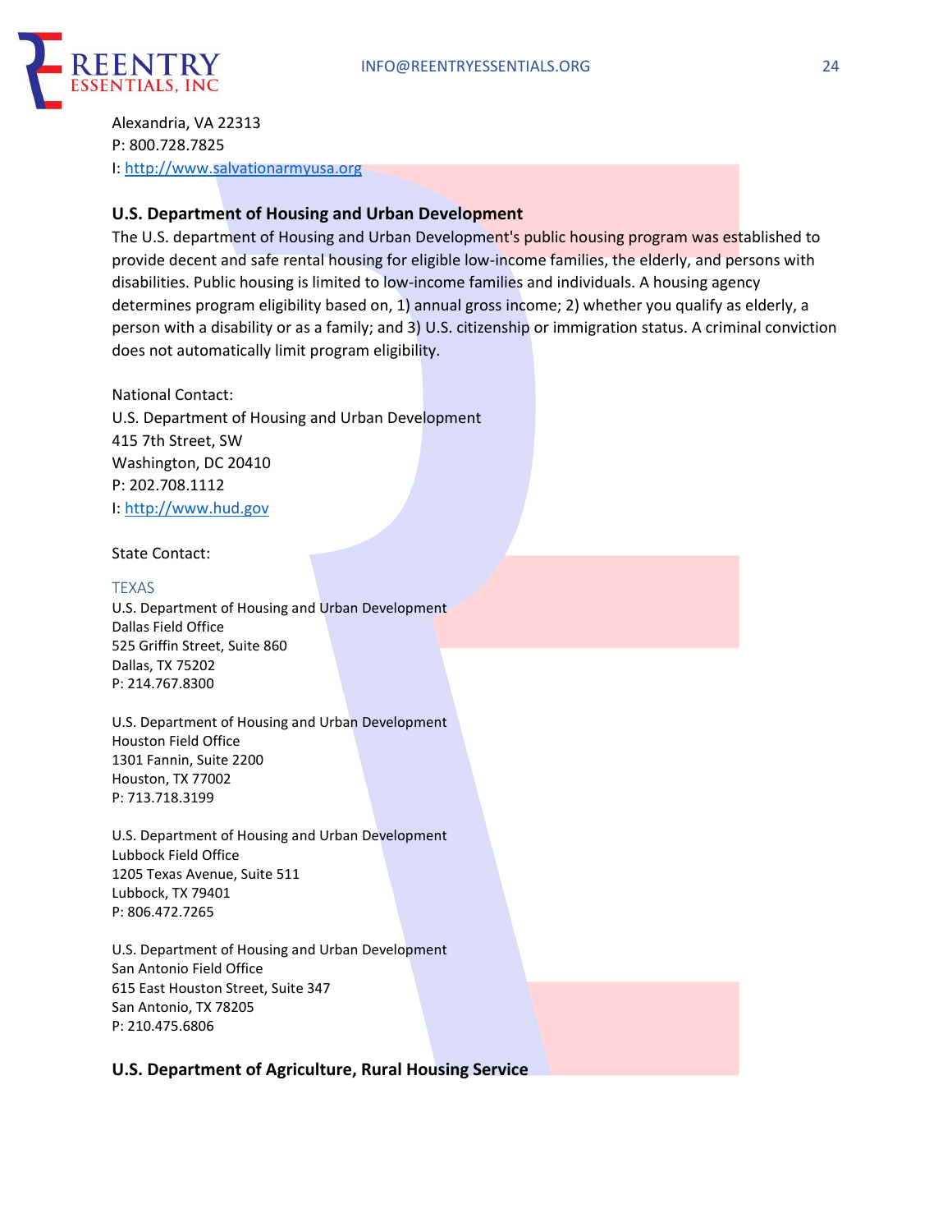Alexandria, VA 22313
P: 800.728.7825
I: http://www.salvationarmyusa.org

### U.S. Department of Housing and Urban Development

The U.S. department of Housing and Urban Development's public housing program was established to provide decent and safe rental housing for eligible low-income families, the elderly, and persons with disabilities. Public housing is limited to low-income families and individuals. A housing agency determines program eligibility based on, 1) annual gross income; 2) whether you qualify as elderly, a person with a disability or as a family; and 3) U.S. citizenship or immigration status. A criminal conviction does not automatically limit program eligibility.

National Contact:
U.S. Department of Housing and Urban Development
415 7th Street, SW
Washington, DC 20410
P: 202.708.1112
I: http://www.hud.gov

State Contact:

TEXAS

U.S. Department of Housing and Urban Development
Dallas Field Office
525 Griffin Street, Suite 860
Dallas, TX 75202
P: 214.767.8300

U.S. Department of Housing and Urban Development
Houston Field Office
1301 Fannin, Suite 2200
Houston, TX 77002
P: 713.718.3199

U.S. Department of Housing and Urban Development
Lubbock Field Office
1205 Texas Avenue, Suite 511
Lubbock, TX 79401
P: 806.472.7265

U.S. Department of Housing and Urban Development
San Antonio Field Office
615 East Houston Street, Suite 347
San Antonio, TX 78205
P: 210.475.6806

### U.S. Department of Agriculture, Rural Housing Service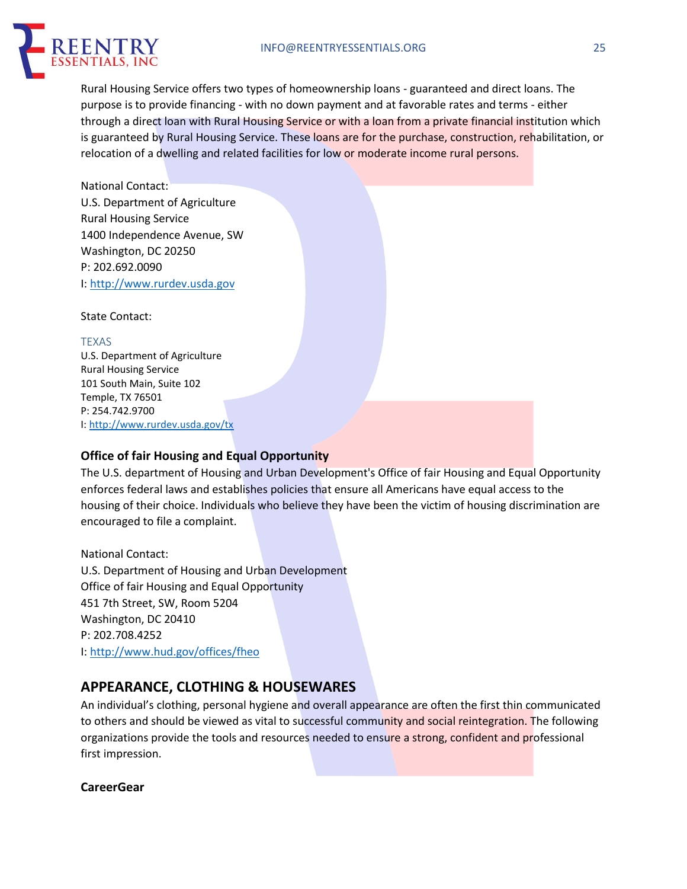Rural Housing Service offers two types of homeownership loans - guaranteed and direct loans. The purpose is to provide financing - with no down payment and at favorable rates and terms - either through a direct loan with Rural Housing Service or with a loan from a private financial institution which is guaranteed by Rural Housing Service. These loans are for the purchase, construction, rehabilitation, or relocation of a dwelling and related facilities for low or moderate income rural persons.

National Contact:
U.S. Department of Agriculture
Rural Housing Service
1400 Independence Avenue, SW
Washington, DC 20250
P: 202.692.0090
I: http://www.rurdev.usda.gov

State Contact:

TEXAS
U.S. Department of Agriculture
Rural Housing Service
101 South Main, Suite 102
Temple, TX 76501
P: 254.742.9700
I: http://www.rurdev.usda.gov/tx

### Office of fair Housing and Equal Opportunity

The U.S. department of Housing and Urban Development's Office of fair Housing and Equal Opportunity enforces federal laws and establishes policies that ensure all Americans have equal access to the housing of their choice. Individuals who believe they have been the victim of housing discrimination are encouraged to file a complaint.

National Contact:
U.S. Department of Housing and Urban Development
Office of fair Housing and Equal Opportunity
451 7th Street, SW, Room 5204
Washington, DC 20410
P: 202.708.4252
I: http://www.hud.gov/offices/fheo

## APPEARANCE, CLOTHING & HOUSEWARES

An individual's clothing, personal hygiene and overall appearance are often the first thin communicated to others and should be viewed as vital to successful community and social reintegration. The following organizations provide the tools and resources needed to ensure a strong, confident and professional first impression.

### CareerGear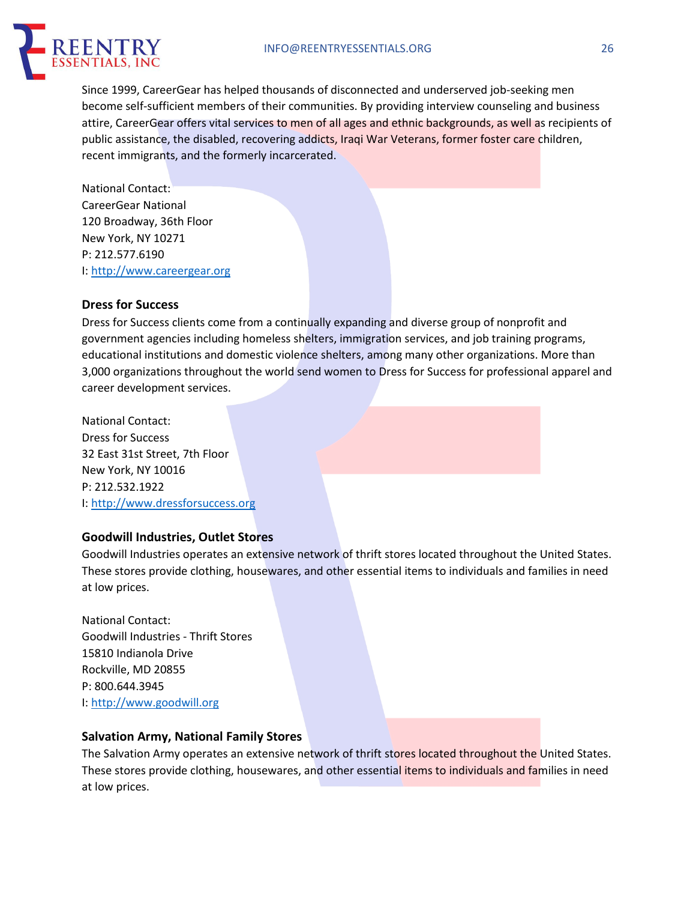Since 1999, CareerGear has helped thousands of disconnected and underserved job-seeking men become self-sufficient members of their communities. By providing interview counseling and business attire, CareerGear offers vital services to men of all ages and ethnic backgrounds, as well as recipients of public assistance, the disabled, recovering addicts, Iraqi War Veterans, former foster care children, recent immigrants, and the formerly incarcerated.

National Contact:
CareerGear National
120 Broadway, 36th Floor
New York, NY 10271
P: 212.577.6190
I: http://www.careergear.org

### Dress for Success

Dress for Success clients come from a continually expanding and diverse group of nonprofit and government agencies including homeless shelters, immigration services, and job training programs, educational institutions and domestic violence shelters, among many other organizations. More than 3,000 organizations throughout the world send women to Dress for Success for professional apparel and career development services.

National Contact:
Dress for Success
32 East 31st Street, 7th Floor
New York, NY 10016
P: 212.532.1922
I: http://www.dressforsuccess.org

### Goodwill Industries, Outlet Stores

Goodwill Industries operates an extensive network of thrift stores located throughout the United States. These stores provide clothing, housewares, and other essential items to individuals and families in need at low prices.

National Contact:
Goodwill Industries - Thrift Stores
15810 Indianola Drive
Rockville, MD 20855
P: 800.644.3945
I: http://www.goodwill.org

### Salvation Army, National Family Stores

The Salvation Army operates an extensive network of thrift stores located throughout the United States. These stores provide clothing, housewares, and other essential items to individuals and families in need at low prices.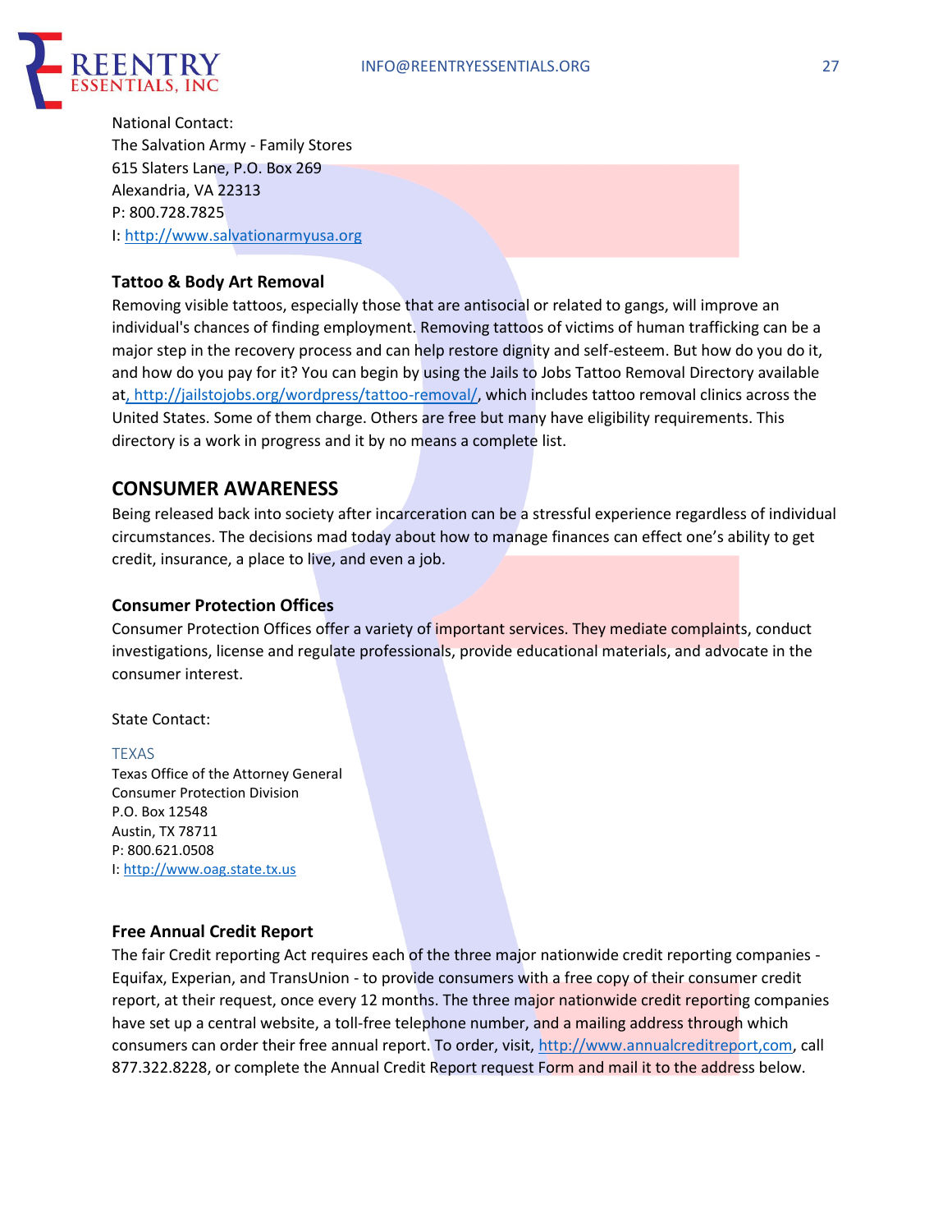National Contact:
The Salvation Army - Family Stores
615 Slaters Lane, P.O. Box 269
Alexandria, VA 22313
P: 800.728.7825
I: http://www.salvationarmyusa.org

### Tattoo & Body Art Removal

Removing visible tattoos, especially those that are antisocial or related to gangs, will improve an individual's chances of finding employment. Removing tattoos of victims of human trafficking can be a major step in the recovery process and can help restore dignity and self-esteem. But how do you do it, and how do you pay for it? You can begin by using the Jails to Jobs Tattoo Removal Directory available at, http://jailstojobs.org/wordpress/tattoo-removal/, which includes tattoo removal clinics across the United States. Some of them charge. Others are free but many have eligibility requirements. This directory is a work in progress and it by no means a complete list.

## CONSUMER AWARENESS

Being released back into society after incarceration can be a stressful experience regardless of individual circumstances. The decisions mad today about how to manage finances can effect one's ability to get credit, insurance, a place to live, and even a job.

### Consumer Protection Offices

Consumer Protection Offices offer a variety of important services. They mediate complaints, conduct investigations, license and regulate professionals, provide educational materials, and advocate in the consumer interest.

State Contact:

TEXAS
Texas Office of the Attorney General
Consumer Protection Division
P.O. Box 12548
Austin, TX 78711
P: 800.621.0508
I: http://www.oag.state.tx.us

### Free Annual Credit Report

The fair Credit reporting Act requires each of the three major nationwide credit reporting companies - Equifax, Experian, and TransUnion - to provide consumers with a free copy of their consumer credit report, at their request, once every 12 months. The three major nationwide credit reporting companies have set up a central website, a toll-free telephone number, and a mailing address through which consumers can order their free annual report. To order, visit, http://www.annualcreditreport,com, call 877.322.8228, or complete the Annual Credit Report request Form and mail it to the address below.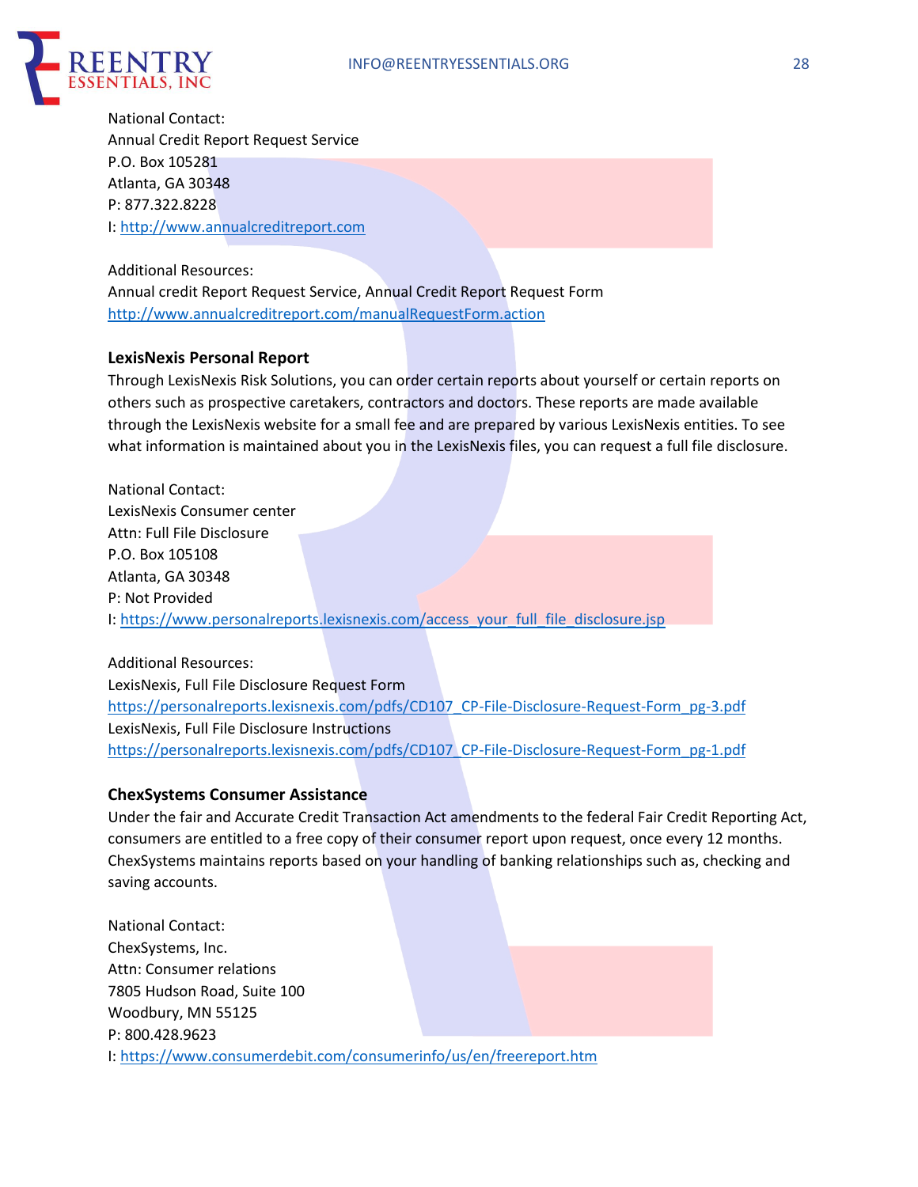National Contact:
Annual Credit Report Request Service
P.O. Box 105281
Atlanta, GA 30348
P: 877.322.8228
I: http://www.annualcreditreport.com

Additional Resources:
Annual credit Report Request Service, Annual Credit Report Request Form
http://www.annualcreditreport.com/manualRequestForm.action

**LexisNexis Personal Report**

Through LexisNexis Risk Solutions, you can order certain reports about yourself or certain reports on others such as prospective caretakers, contractors and doctors. These reports are made available through the LexisNexis website for a small fee and are prepared by various LexisNexis entities. To see what information is maintained about you in the LexisNexis files, you can request a full file disclosure.

National Contact:
LexisNexis Consumer center
Attn: Full File Disclosure
P.O. Box 105108
Atlanta, GA 30348
P: Not Provided
I: https://www.personalreports.lexisnexis.com/access_your_full_file_disclosure.jsp

Additional Resources:
LexisNexis, Full File Disclosure Request Form
https://personalreports.lexisnexis.com/pdfs/CD107_CP-File-Disclosure-Request-Form_pg-3.pdf
LexisNexis, Full File Disclosure Instructions
https://personalreports.lexisnexis.com/pdfs/CD107_CP-File-Disclosure-Request-Form_pg-1.pdf

**ChexSystems Consumer Assistance**

Under the fair and Accurate Credit Transaction Act amendments to the federal Fair Credit Reporting Act, consumers are entitled to a free copy of their consumer report upon request, once every 12 months. ChexSystems maintains reports based on your handling of banking relationships such as, checking and saving accounts.

National Contact:
ChexSystems, Inc.
Attn: Consumer relations
7805 Hudson Road, Suite 100
Woodbury, MN 55125
P: 800.428.9623
I: https://www.consumerdebit.com/consumerinfo/us/en/freereport.htm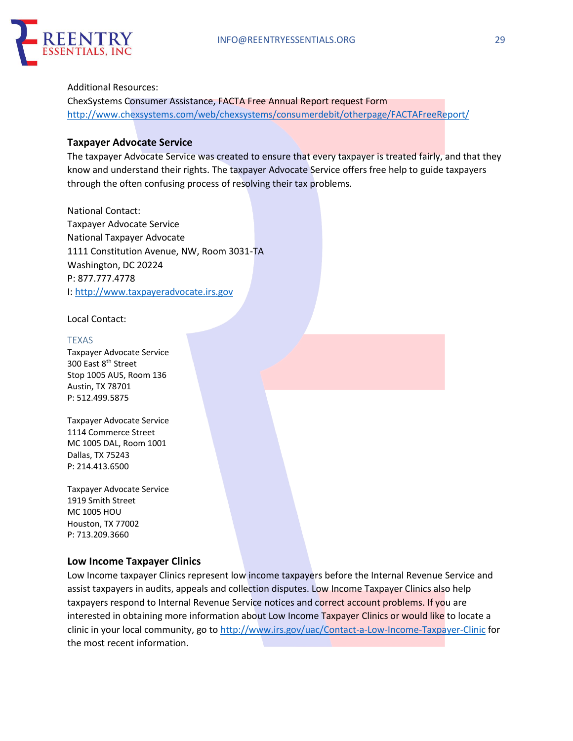Additional Resources:
ChexSystems Consumer Assistance, FACTA Free Annual Report request Form
http://www.chexsystems.com/web/chexsystems/consumerdebit/otherpage/FACTAFreeReport/

### Taxpayer Advocate Service

The taxpayer Advocate Service was created to ensure that every taxpayer is treated fairly, and that they know and understand their rights. The taxpayer Advocate Service offers free help to guide taxpayers through the often confusing process of resolving their tax problems.

National Contact:
Taxpayer Advocate Service
National Taxpayer Advocate
1111 Constitution Avenue, NW, Room 3031-TA
Washington, DC 20224
P: 877.777.4778
I: http://www.taxpayeradvocate.irs.gov

Local Contact:

TEXAS

Taxpayer Advocate Service
300 East 8th Street
Stop 1005 AUS, Room 136
Austin, TX 78701
P: 512.499.5875

Taxpayer Advocate Service
1114 Commerce Street
MC 1005 DAL, Room 1001
Dallas, TX 75243
P: 214.413.6500

Taxpayer Advocate Service
1919 Smith Street
MC 1005 HOU
Houston, TX 77002
P: 713.209.3660

### Low Income Taxpayer Clinics

Low Income taxpayer Clinics represent low income taxpayers before the Internal Revenue Service and assist taxpayers in audits, appeals and collection disputes. Low Income Taxpayer Clinics also help taxpayers respond to Internal Revenue Service notices and correct account problems. If you are interested in obtaining more information about Low Income Taxpayer Clinics or would like to locate a clinic in your local community, go to http://www.irs.gov/uac/Contact-a-Low-Income-Taxpayer-Clinic for the most recent information.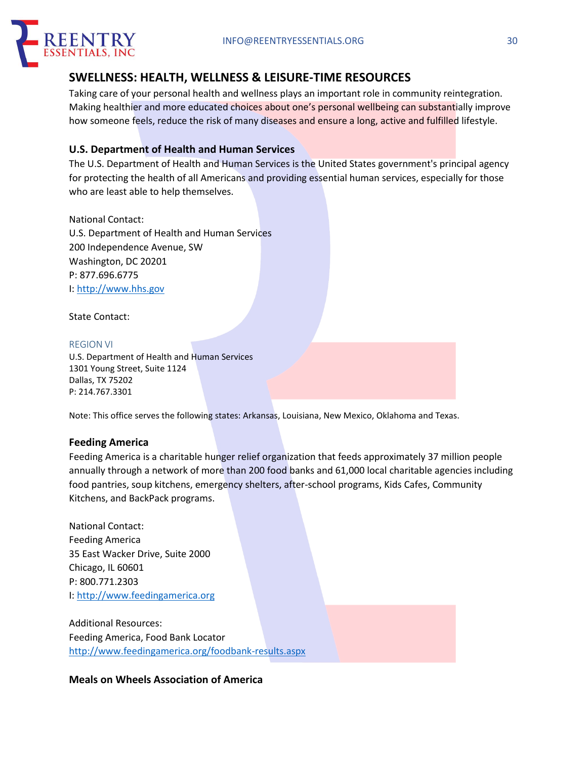## SWELLNESS: HEALTH, WELLNESS & LEISURE-TIME RESOURCES

Taking care of your personal health and wellness plays an important role in community reintegration. Making healthier and more educated choices about one's personal wellbeing can substantially improve how someone feels, reduce the risk of many diseases and ensure a long, active and fulfilled lifestyle.

### U.S. Department of Health and Human Services

The U.S. Department of Health and Human Services is the United States government's principal agency for protecting the health of all Americans and providing essential human services, especially for those who are least able to help themselves.

National Contact:
U.S. Department of Health and Human Services
200 Independence Avenue, SW
Washington, DC 20201
P: 877.696.6775
I: http://www.hhs.gov

State Contact:

REGION VI
U.S. Department of Health and Human Services
1301 Young Street, Suite 1124
Dallas, TX 75202
P: 214.767.3301

Note: This office serves the following states: Arkansas, Louisiana, New Mexico, Oklahoma and Texas.

### Feeding America

Feeding America is a charitable hunger relief organization that feeds approximately 37 million people annually through a network of more than 200 food banks and 61,000 local charitable agencies including food pantries, soup kitchens, emergency shelters, after-school programs, Kids Cafes, Community Kitchens, and BackPack programs.

National Contact:
Feeding America
35 East Wacker Drive, Suite 2000
Chicago, IL 60601
P: 800.771.2303
I: http://www.feedingamerica.org

Additional Resources:
Feeding America, Food Bank Locator
http://www.feedingamerica.org/foodbank-results.aspx

### Meals on Wheels Association of America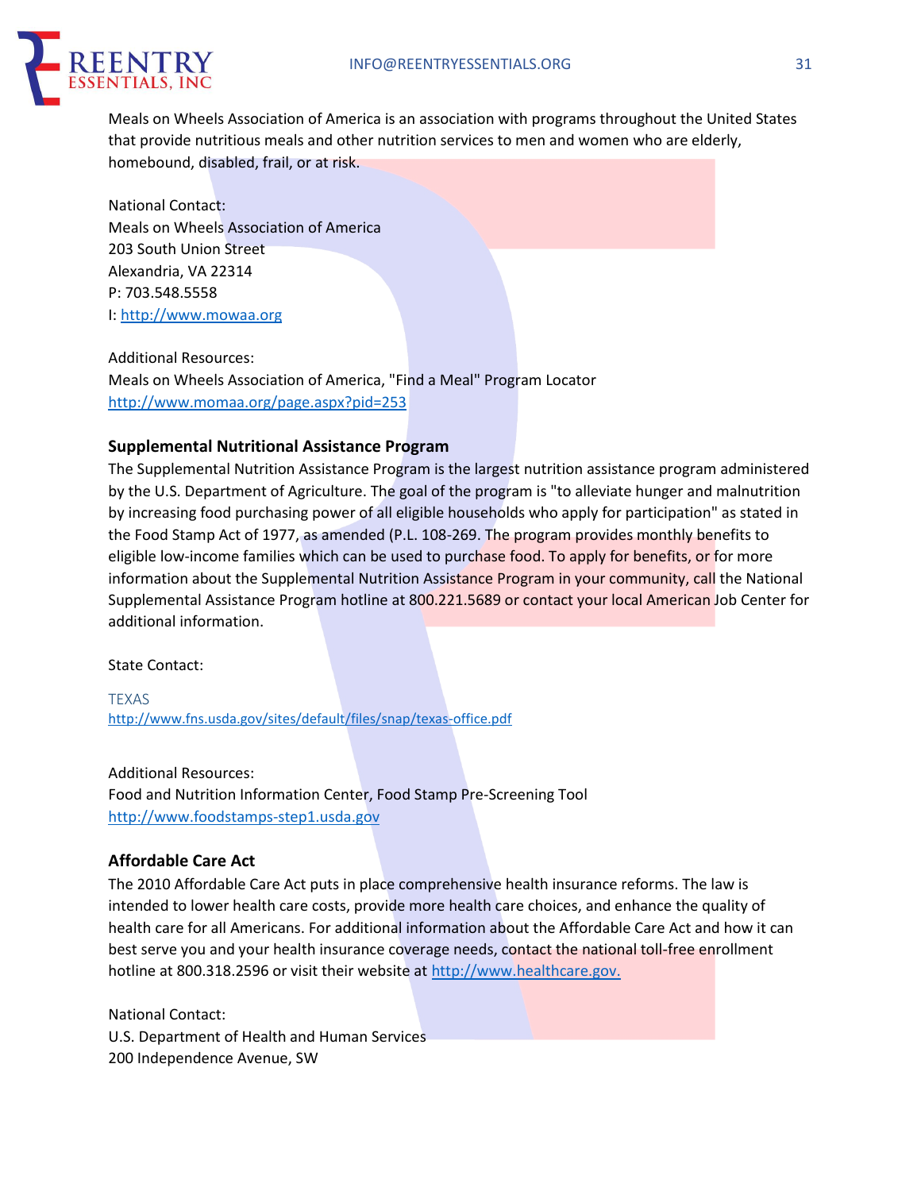Meals on Wheels Association of America is an association with programs throughout the United States that provide nutritious meals and other nutrition services to men and women who are elderly, homebound, disabled, frail, or at risk.

National Contact:
Meals on Wheels Association of America
203 South Union Street
Alexandria, VA 22314
P: 703.548.5558
I: http://www.mowaa.org

Additional Resources:
Meals on Wheels Association of America, "Find a Meal" Program Locator
http://www.momaa.org/page.aspx?pid=253

### Supplemental Nutritional Assistance Program

The Supplemental Nutrition Assistance Program is the largest nutrition assistance program administered by the U.S. Department of Agriculture. The goal of the program is "to alleviate hunger and malnutrition by increasing food purchasing power of all eligible households who apply for participation" as stated in the Food Stamp Act of 1977, as amended (P.L. 108-269. The program provides monthly benefits to eligible low-income families which can be used to purchase food. To apply for benefits, or for more information about the Supplemental Nutrition Assistance Program in your community, call the National Supplemental Assistance Program hotline at 800.221.5689 or contact your local American Job Center for additional information.

State Contact:

TEXAS
http://www.fns.usda.gov/sites/default/files/snap/texas-office.pdf

Additional Resources:
Food and Nutrition Information Center, Food Stamp Pre-Screening Tool
http://www.foodstamps-step1.usda.gov

### Affordable Care Act

The 2010 Affordable Care Act puts in place comprehensive health insurance reforms. The law is intended to lower health care costs, provide more health care choices, and enhance the quality of health care for all Americans. For additional information about the Affordable Care Act and how it can best serve you and your health insurance coverage needs, contact the national toll-free enrollment hotline at 800.318.2596 or visit their website at http://www.healthcare.gov.

National Contact:
U.S. Department of Health and Human Services
200 Independence Avenue, SW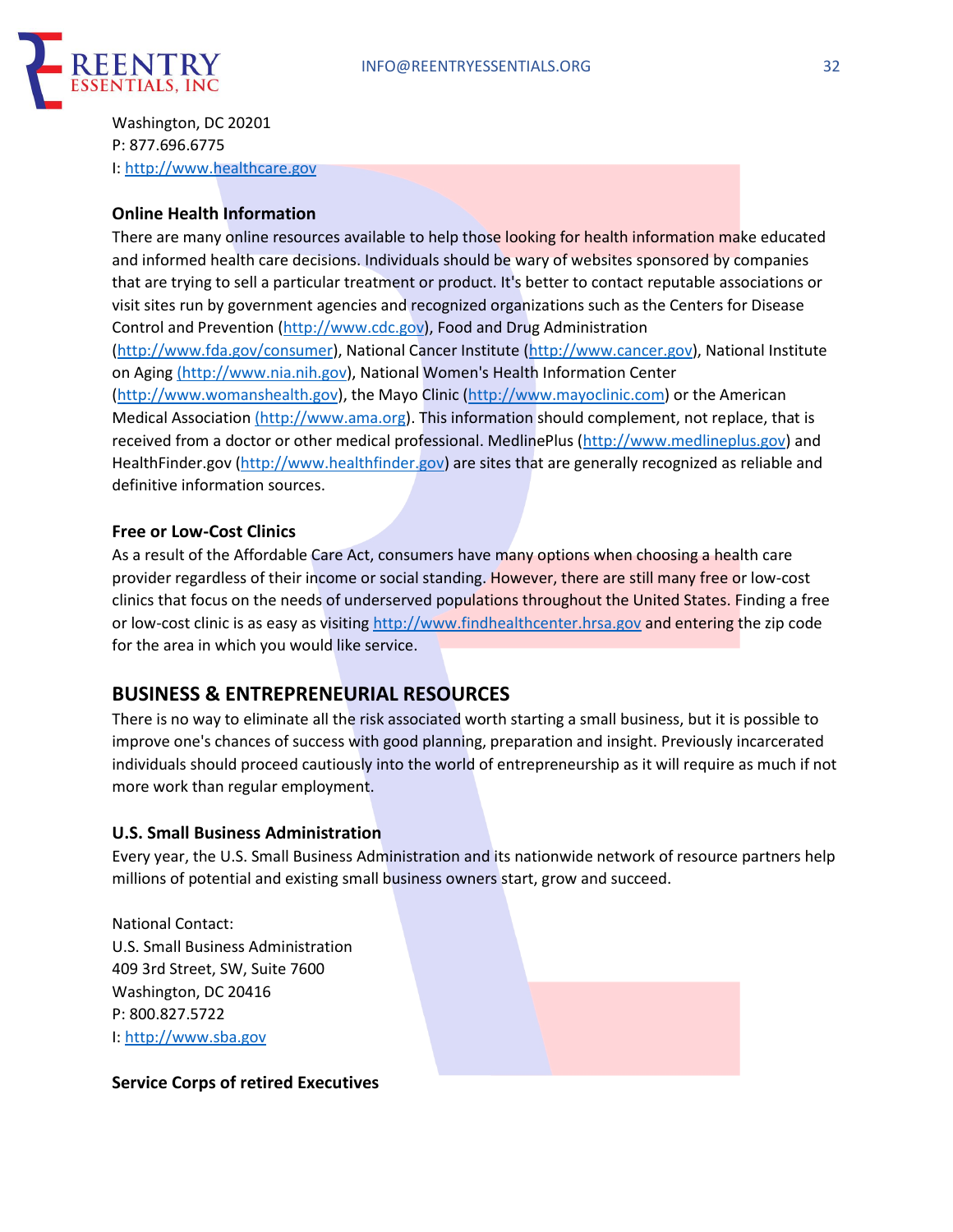Washington, DC 20201
P: 877.696.6775
I: http://www.healthcare.gov

### Online Health Information

There are many online resources available to help those looking for health information make educated and informed health care decisions. Individuals should be wary of websites sponsored by companies that are trying to sell a particular treatment or product. It's better to contact reputable associations or visit sites run by government agencies and recognized organizations such as the Centers for Disease Control and Prevention (http://www.cdc.gov), Food and Drug Administration (http://www.fda.gov/consumer), National Cancer Institute (http://www.cancer.gov), National Institute on Aging (http://www.nia.nih.gov), National Women's Health Information Center (http://www.womanshealth.gov), the Mayo Clinic (http://www.mayoclinic.com) or the American Medical Association (http://www.ama.org). This information should complement, not replace, that is received from a doctor or other medical professional. MedlinePlus (http://www.medlineplus.gov) and HealthFinder.gov (http://www.healthfinder.gov) are sites that are generally recognized as reliable and definitive information sources.

### Free or Low-Cost Clinics

As a result of the Affordable Care Act, consumers have many options when choosing a health care provider regardless of their income or social standing. However, there are still many free or low-cost clinics that focus on the needs of underserved populations throughout the United States. Finding a free or low-cost clinic is as easy as visiting http://www.findhealthcenter.hrsa.gov and entering the zip code for the area in which you would like service.

## BUSINESS & ENTREPRENEURIAL RESOURCES

There is no way to eliminate all the risk associated worth starting a small business, but it is possible to improve one's chances of success with good planning, preparation and insight. Previously incarcerated individuals should proceed cautiously into the world of entrepreneurship as it will require as much if not more work than regular employment.

### U.S. Small Business Administration

Every year, the U.S. Small Business Administration and its nationwide network of resource partners help millions of potential and existing small business owners start, grow and succeed.

National Contact:
U.S. Small Business Administration
409 3rd Street, SW, Suite 7600
Washington, DC 20416
P: 800.827.5722
I: http://www.sba.gov

### Service Corps of retired Executives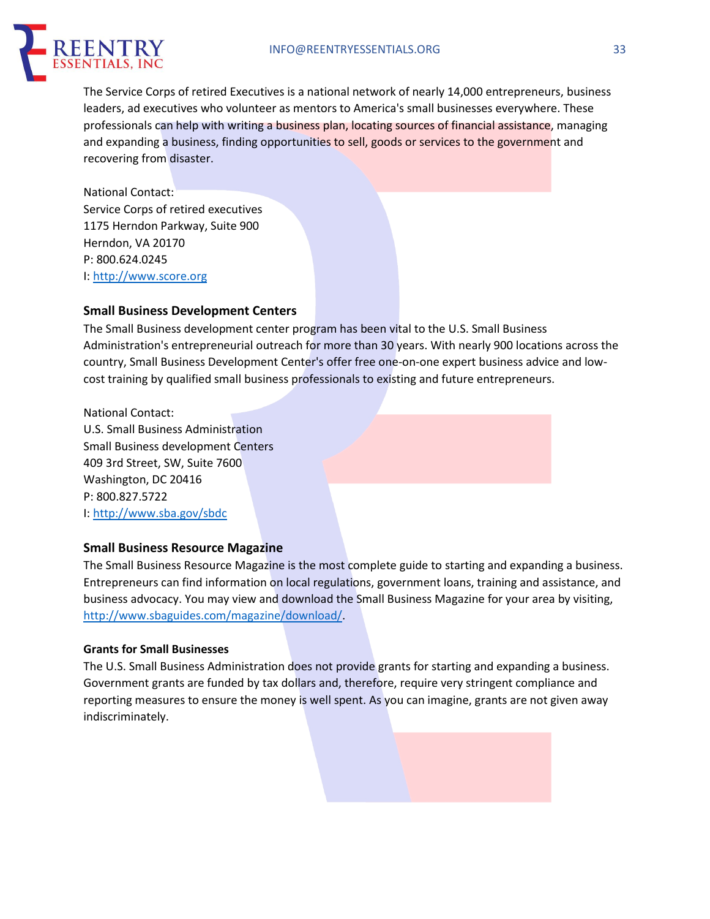The Service Corps of retired Executives is a national network of nearly 14,000 entrepreneurs, business leaders, ad executives who volunteer as mentors to America's small businesses everywhere. These professionals can help with writing a business plan, locating sources of financial assistance, managing and expanding a business, finding opportunities to sell, goods or services to the government and recovering from disaster.

National Contact:
Service Corps of retired executives
1175 Herndon Parkway, Suite 900
Herndon, VA 20170
P: 800.624.0245
I: http://www.score.org

**Small Business Development Centers**

The Small Business development center program has been vital to the U.S. Small Business Administration's entrepreneurial outreach for more than 30 years. With nearly 900 locations across the country, Small Business Development Center's offer free one-on-one expert business advice and low-cost training by qualified small business professionals to existing and future entrepreneurs.

National Contact:
U.S. Small Business Administration
Small Business development Centers
409 3rd Street, SW, Suite 7600
Washington, DC 20416
P: 800.827.5722
I: http://www.sba.gov/sbdc

**Small Business Resource Magazine**

The Small Business Resource Magazine is the most complete guide to starting and expanding a business. Entrepreneurs can find information on local regulations, government loans, training and assistance, and business advocacy. You may view and download the Small Business Magazine for your area by visiting, http://www.sbaguides.com/magazine/download/.

**Grants for Small Businesses**

The U.S. Small Business Administration does not provide grants for starting and expanding a business. Government grants are funded by tax dollars and, therefore, require very stringent compliance and reporting measures to ensure the money is well spent. As you can imagine, grants are not given away indiscriminately.